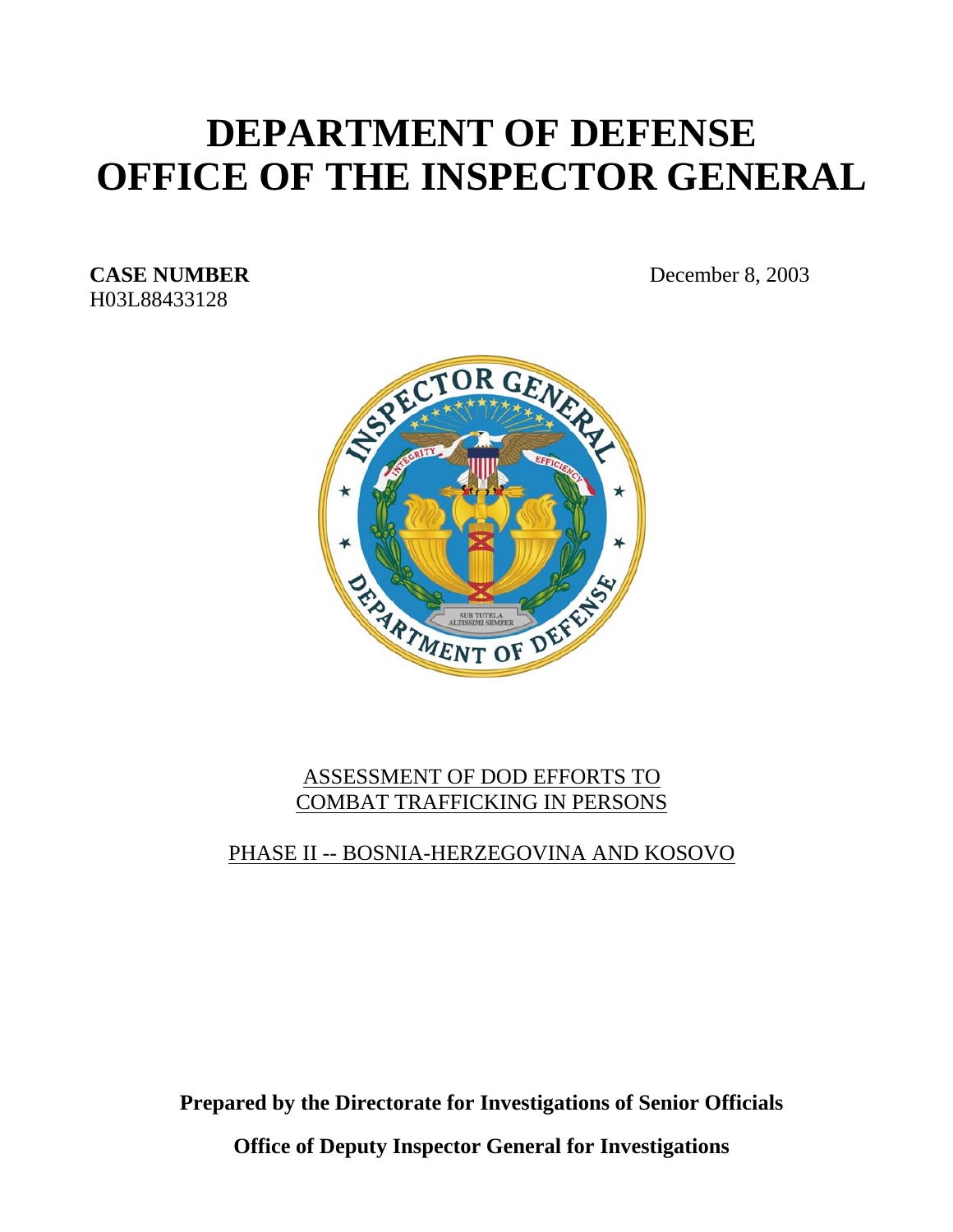# DEPARTMENT OF DEFENSE OFFICE OF THE INSPECTOR GENERAL

**CASE NUMBER**
H03L88433128

December 8, 2003

ASSESSMENT OF DOD EFFORTS TO COMBAT TRAFFICKING IN PERSONS

PHASE II -- BOSNIA-HERZEGOVINA AND KOSOVO

**Prepared by the Directorate for Investigations of Senior Officials**

**Office of Deputy Inspector General for Investigations**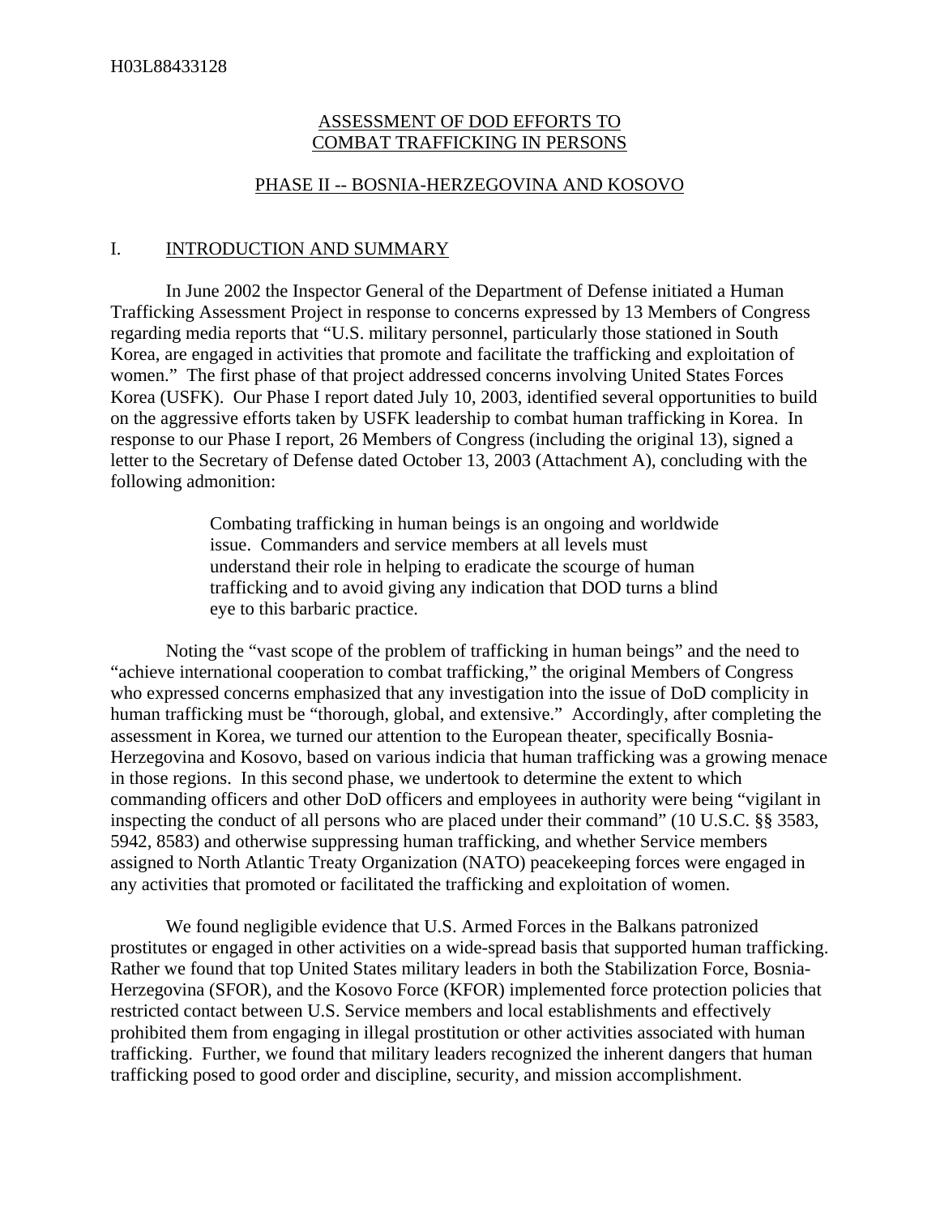H03L88433128

# ASSESSMENT OF DOD EFFORTS TO COMBAT TRAFFICKING IN PERSONS

## PHASE II -- BOSNIA-HERZEGOVINA AND KOSOVO

## I. INTRODUCTION AND SUMMARY

In June 2002 the Inspector General of the Department of Defense initiated a Human Trafficking Assessment Project in response to concerns expressed by 13 Members of Congress regarding media reports that "U.S. military personnel, particularly those stationed in South Korea, are engaged in activities that promote and facilitate the trafficking and exploitation of women." The first phase of that project addressed concerns involving United States Forces Korea (USFK). Our Phase I report dated July 10, 2003, identified several opportunities to build on the aggressive efforts taken by USFK leadership to combat human trafficking in Korea. In response to our Phase I report, 26 Members of Congress (including the original 13), signed a letter to the Secretary of Defense dated October 13, 2003 (Attachment A), concluding with the following admonition:

> Combating trafficking in human beings is an ongoing and worldwide issue. Commanders and service members at all levels must understand their role in helping to eradicate the scourge of human trafficking and to avoid giving any indication that DOD turns a blind eye to this barbaric practice.

Noting the "vast scope of the problem of trafficking in human beings" and the need to "achieve international cooperation to combat trafficking," the original Members of Congress who expressed concerns emphasized that any investigation into the issue of DoD complicity in human trafficking must be "thorough, global, and extensive." Accordingly, after completing the assessment in Korea, we turned our attention to the European theater, specifically Bosnia-Herzegovina and Kosovo, based on various indicia that human trafficking was a growing menace in those regions. In this second phase, we undertook to determine the extent to which commanding officers and other DoD officers and employees in authority were being "vigilant in inspecting the conduct of all persons who are placed under their command" (10 U.S.C. §§ 3583, 5942, 8583) and otherwise suppressing human trafficking, and whether Service members assigned to North Atlantic Treaty Organization (NATO) peacekeeping forces were engaged in any activities that promoted or facilitated the trafficking and exploitation of women.

We found negligible evidence that U.S. Armed Forces in the Balkans patronized prostitutes or engaged in other activities on a wide-spread basis that supported human trafficking. Rather we found that top United States military leaders in both the Stabilization Force, Bosnia-Herzegovina (SFOR), and the Kosovo Force (KFOR) implemented force protection policies that restricted contact between U.S. Service members and local establishments and effectively prohibited them from engaging in illegal prostitution or other activities associated with human trafficking. Further, we found that military leaders recognized the inherent dangers that human trafficking posed to good order and discipline, security, and mission accomplishment.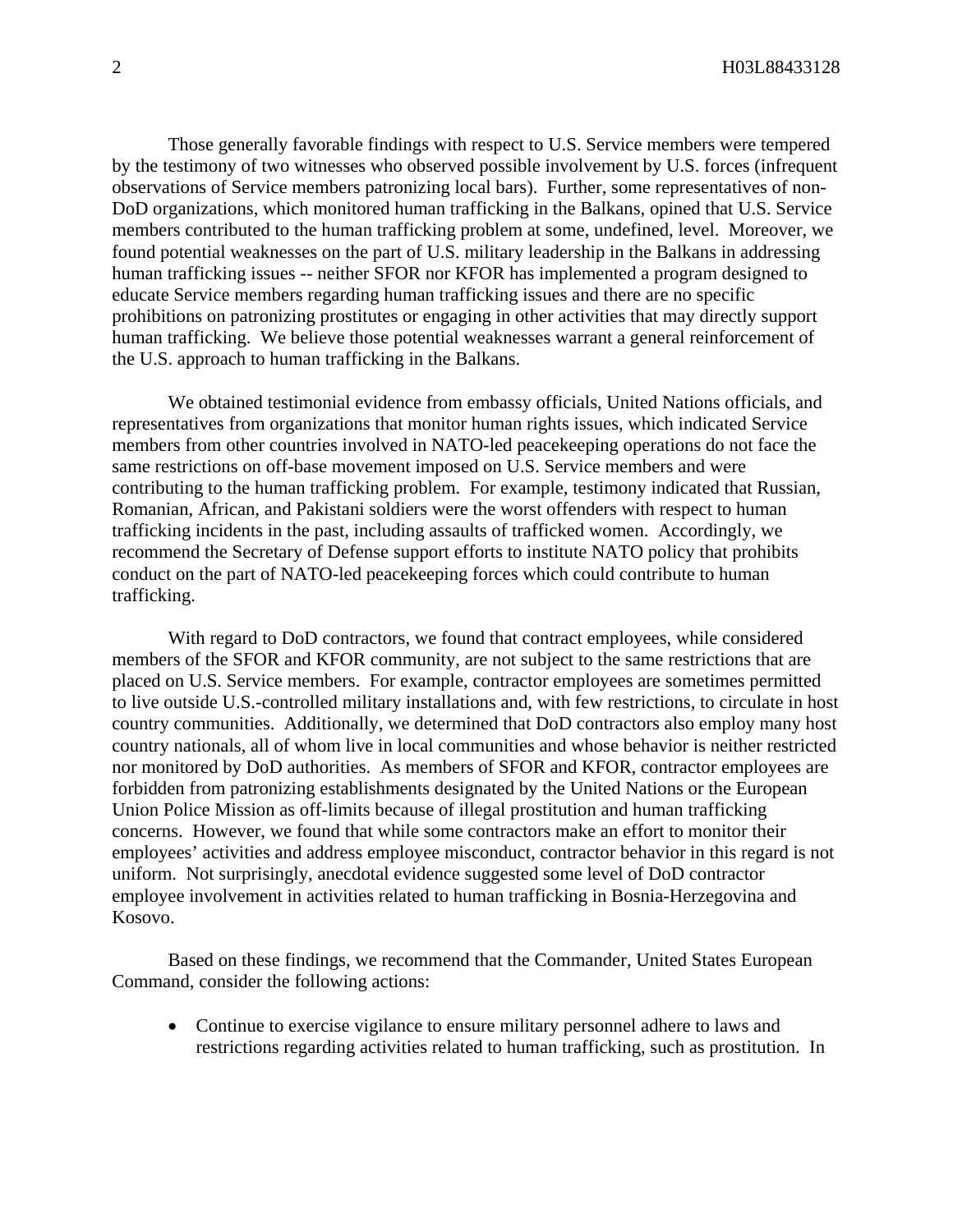Those generally favorable findings with respect to U.S. Service members were tempered by the testimony of two witnesses who observed possible involvement by U.S. forces (infrequent observations of Service members patronizing local bars). Further, some representatives of non-DoD organizations, which monitored human trafficking in the Balkans, opined that U.S. Service members contributed to the human trafficking problem at some, undefined, level. Moreover, we found potential weaknesses on the part of U.S. military leadership in the Balkans in addressing human trafficking issues -- neither SFOR nor KFOR has implemented a program designed to educate Service members regarding human trafficking issues and there are no specific prohibitions on patronizing prostitutes or engaging in other activities that may directly support human trafficking. We believe those potential weaknesses warrant a general reinforcement of the U.S. approach to human trafficking in the Balkans.

We obtained testimonial evidence from embassy officials, United Nations officials, and representatives from organizations that monitor human rights issues, which indicated Service members from other countries involved in NATO-led peacekeeping operations do not face the same restrictions on off-base movement imposed on U.S. Service members and were contributing to the human trafficking problem. For example, testimony indicated that Russian, Romanian, African, and Pakistani soldiers were the worst offenders with respect to human trafficking incidents in the past, including assaults of trafficked women. Accordingly, we recommend the Secretary of Defense support efforts to institute NATO policy that prohibits conduct on the part of NATO-led peacekeeping forces which could contribute to human trafficking.

With regard to DoD contractors, we found that contract employees, while considered members of the SFOR and KFOR community, are not subject to the same restrictions that are placed on U.S. Service members. For example, contractor employees are sometimes permitted to live outside U.S.-controlled military installations and, with few restrictions, to circulate in host country communities. Additionally, we determined that DoD contractors also employ many host country nationals, all of whom live in local communities and whose behavior is neither restricted nor monitored by DoD authorities. As members of SFOR and KFOR, contractor employees are forbidden from patronizing establishments designated by the United Nations or the European Union Police Mission as off-limits because of illegal prostitution and human trafficking concerns. However, we found that while some contractors make an effort to monitor their employees' activities and address employee misconduct, contractor behavior in this regard is not uniform. Not surprisingly, anecdotal evidence suggested some level of DoD contractor employee involvement in activities related to human trafficking in Bosnia-Herzegovina and Kosovo.

Based on these findings, we recommend that the Commander, United States European Command, consider the following actions:

- Continue to exercise vigilance to ensure military personnel adhere to laws and restrictions regarding activities related to human trafficking, such as prostitution. In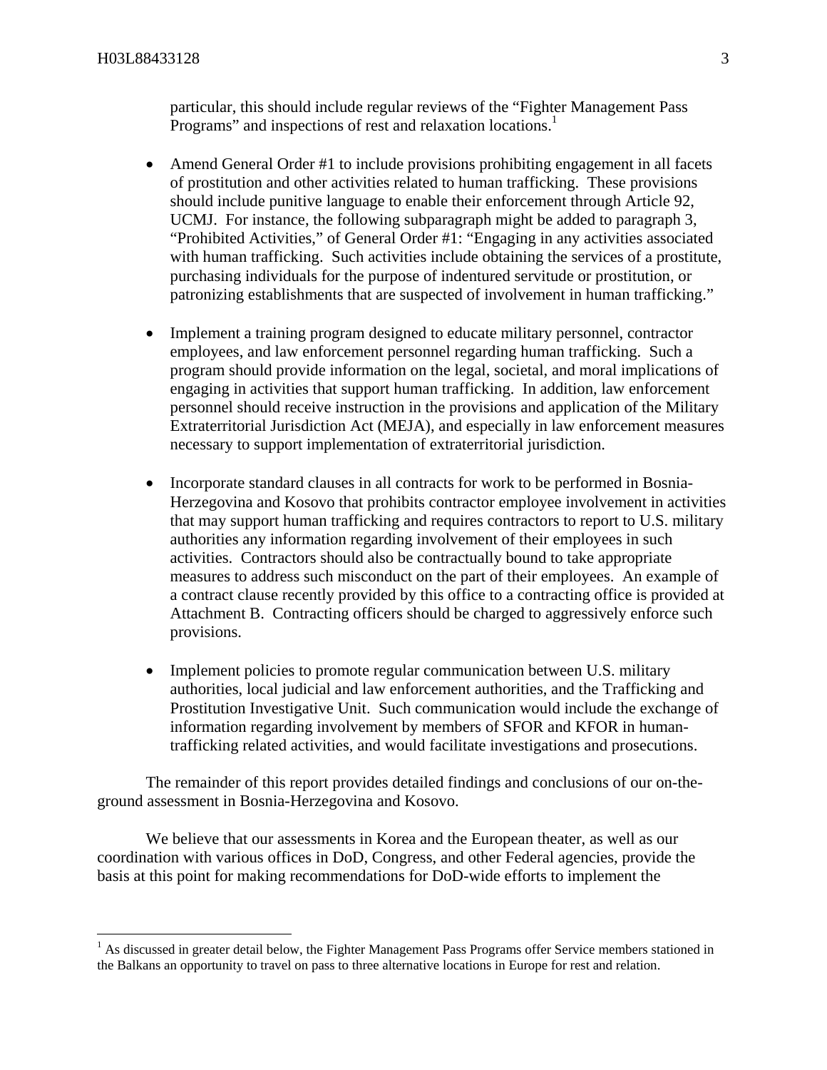particular, this should include regular reviews of the "Fighter Management Pass Programs" and inspections of rest and relaxation locations.[1]

- Amend General Order #1 to include provisions prohibiting engagement in all facets of prostitution and other activities related to human trafficking. These provisions should include punitive language to enable their enforcement through Article 92, UCMJ. For instance, the following subparagraph might be added to paragraph 3, "Prohibited Activities," of General Order #1: "Engaging in any activities associated with human trafficking. Such activities include obtaining the services of a prostitute, purchasing individuals for the purpose of indentured servitude or prostitution, or patronizing establishments that are suspected of involvement in human trafficking."

- Implement a training program designed to educate military personnel, contractor employees, and law enforcement personnel regarding human trafficking. Such a program should provide information on the legal, societal, and moral implications of engaging in activities that support human trafficking. In addition, law enforcement personnel should receive instruction in the provisions and application of the Military Extraterritorial Jurisdiction Act (MEJA), and especially in law enforcement measures necessary to support implementation of extraterritorial jurisdiction.

- Incorporate standard clauses in all contracts for work to be performed in Bosnia-Herzegovina and Kosovo that prohibits contractor employee involvement in activities that may support human trafficking and requires contractors to report to U.S. military authorities any information regarding involvement of their employees in such activities. Contractors should also be contractually bound to take appropriate measures to address such misconduct on the part of their employees. An example of a contract clause recently provided by this office to a contracting office is provided at Attachment B. Contracting officers should be charged to aggressively enforce such provisions.

- Implement policies to promote regular communication between U.S. military authorities, local judicial and law enforcement authorities, and the Trafficking and Prostitution Investigative Unit. Such communication would include the exchange of information regarding involvement by members of SFOR and KFOR in human-trafficking related activities, and would facilitate investigations and prosecutions.

The remainder of this report provides detailed findings and conclusions of our on-the-ground assessment in Bosnia-Herzegovina and Kosovo.

We believe that our assessments in Korea and the European theater, as well as our coordination with various offices in DoD, Congress, and other Federal agencies, provide the basis at this point for making recommendations for DoD-wide efforts to implement the

[1] As discussed in greater detail below, the Fighter Management Pass Programs offer Service members stationed in the Balkans an opportunity to travel on pass to three alternative locations in Europe for rest and relation.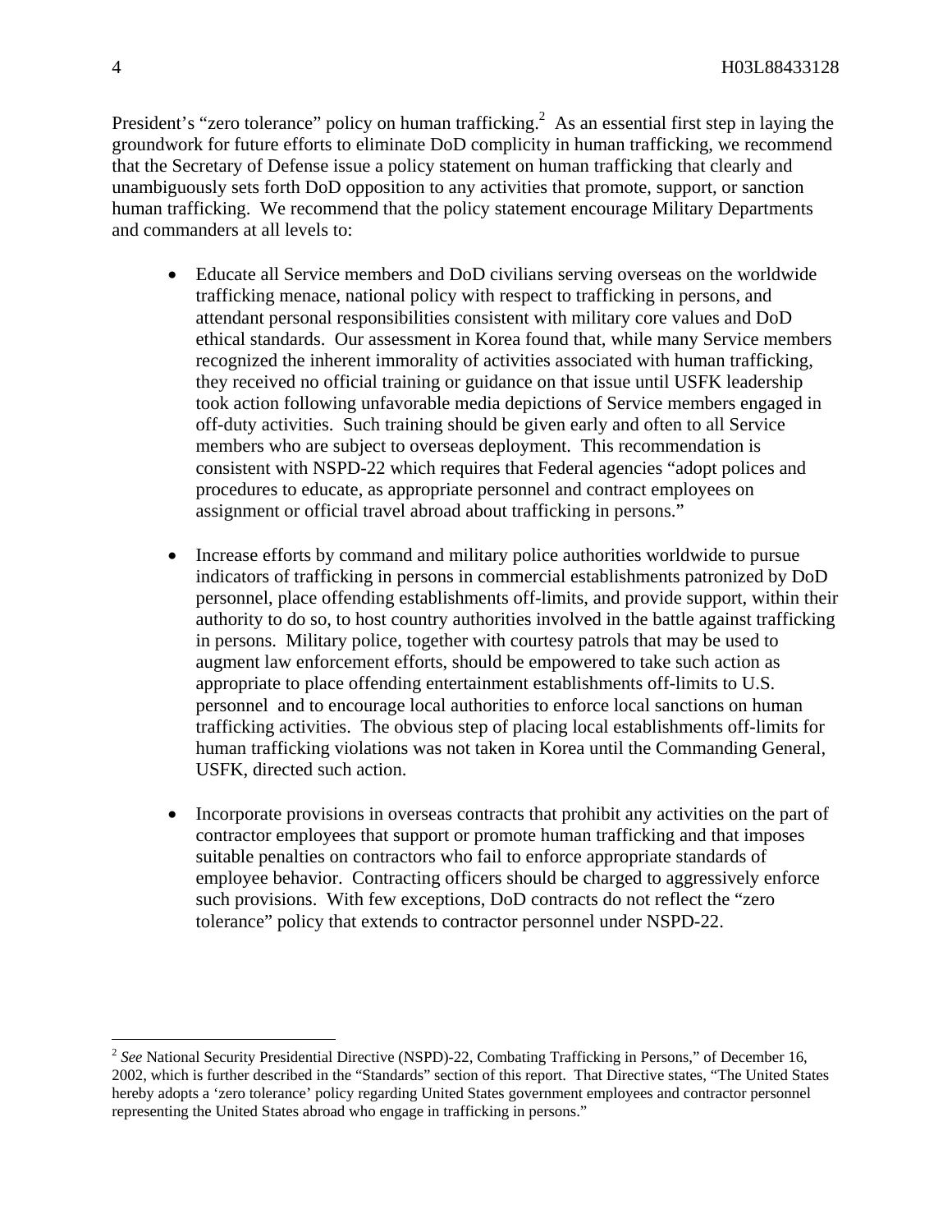President's "zero tolerance" policy on human trafficking.[2] As an essential first step in laying the groundwork for future efforts to eliminate DoD complicity in human trafficking, we recommend that the Secretary of Defense issue a policy statement on human trafficking that clearly and unambiguously sets forth DoD opposition to any activities that promote, support, or sanction human trafficking. We recommend that the policy statement encourage Military Departments and commanders at all levels to:

- Educate all Service members and DoD civilians serving overseas on the worldwide trafficking menace, national policy with respect to trafficking in persons, and attendant personal responsibilities consistent with military core values and DoD ethical standards. Our assessment in Korea found that, while many Service members recognized the inherent immorality of activities associated with human trafficking, they received no official training or guidance on that issue until USFK leadership took action following unfavorable media depictions of Service members engaged in off-duty activities. Such training should be given early and often to all Service members who are subject to overseas deployment. This recommendation is consistent with NSPD-22 which requires that Federal agencies "adopt polices and procedures to educate, as appropriate personnel and contract employees on assignment or official travel abroad about trafficking in persons."

- Increase efforts by command and military police authorities worldwide to pursue indicators of trafficking in persons in commercial establishments patronized by DoD personnel, place offending establishments off-limits, and provide support, within their authority to do so, to host country authorities involved in the battle against trafficking in persons. Military police, together with courtesy patrols that may be used to augment law enforcement efforts, should be empowered to take such action as appropriate to place offending entertainment establishments off-limits to U.S. personnel and to encourage local authorities to enforce local sanctions on human trafficking activities. The obvious step of placing local establishments off-limits for human trafficking violations was not taken in Korea until the Commanding General, USFK, directed such action.

- Incorporate provisions in overseas contracts that prohibit any activities on the part of contractor employees that support or promote human trafficking and that imposes suitable penalties on contractors who fail to enforce appropriate standards of employee behavior. Contracting officers should be charged to aggressively enforce such provisions. With few exceptions, DoD contracts do not reflect the "zero tolerance" policy that extends to contractor personnel under NSPD-22.

---

[2] *See* National Security Presidential Directive (NSPD)-22, Combating Trafficking in Persons," of December 16, 2002, which is further described in the "Standards" section of this report. That Directive states, "The United States hereby adopts a 'zero tolerance' policy regarding United States government employees and contractor personnel representing the United States abroad who engage in trafficking in persons."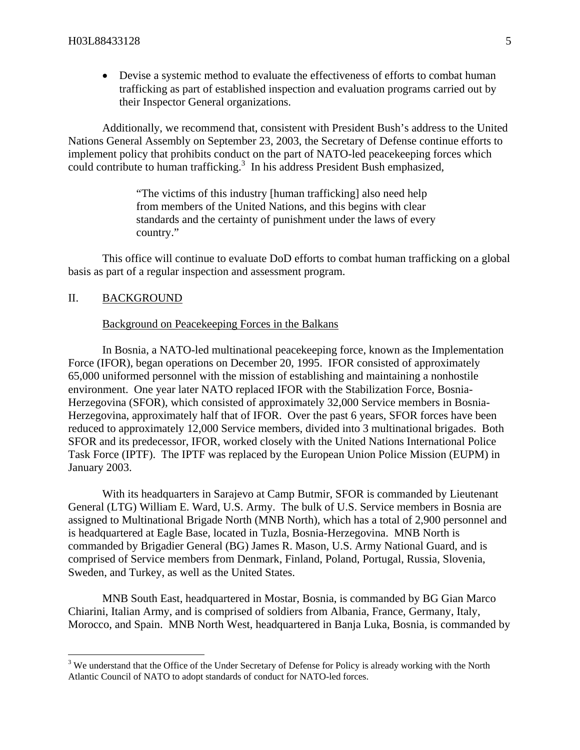- Devise a systemic method to evaluate the effectiveness of efforts to combat human trafficking as part of established inspection and evaluation programs carried out by their Inspector General organizations.

Additionally, we recommend that, consistent with President Bush's address to the United Nations General Assembly on September 23, 2003, the Secretary of Defense continue efforts to implement policy that prohibits conduct on the part of NATO-led peacekeeping forces which could contribute to human trafficking.[3] In his address President Bush emphasized,

> "The victims of this industry [human trafficking] also need help from members of the United Nations, and this begins with clear standards and the certainty of punishment under the laws of every country."

This office will continue to evaluate DoD efforts to combat human trafficking on a global basis as part of a regular inspection and assessment program.

## II. BACKGROUND

### Background on Peacekeeping Forces in the Balkans

In Bosnia, a NATO-led multinational peacekeeping force, known as the Implementation Force (IFOR), began operations on December 20, 1995. IFOR consisted of approximately 65,000 uniformed personnel with the mission of establishing and maintaining a nonhostile environment. One year later NATO replaced IFOR with the Stabilization Force, Bosnia-Herzegovina (SFOR), which consisted of approximately 32,000 Service members in Bosnia-Herzegovina, approximately half that of IFOR. Over the past 6 years, SFOR forces have been reduced to approximately 12,000 Service members, divided into 3 multinational brigades. Both SFOR and its predecessor, IFOR, worked closely with the United Nations International Police Task Force (IPTF). The IPTF was replaced by the European Union Police Mission (EUPM) in January 2003.

With its headquarters in Sarajevo at Camp Butmir, SFOR is commanded by Lieutenant General (LTG) William E. Ward, U.S. Army. The bulk of U.S. Service members in Bosnia are assigned to Multinational Brigade North (MNB North), which has a total of 2,900 personnel and is headquartered at Eagle Base, located in Tuzla, Bosnia-Herzegovina. MNB North is commanded by Brigadier General (BG) James R. Mason, U.S. Army National Guard, and is comprised of Service members from Denmark, Finland, Poland, Portugal, Russia, Slovenia, Sweden, and Turkey, as well as the United States.

MNB South East, headquartered in Mostar, Bosnia, is commanded by BG Gian Marco Chiarini, Italian Army, and is comprised of soldiers from Albania, France, Germany, Italy, Morocco, and Spain. MNB North West, headquartered in Banja Luka, Bosnia, is commanded by

---

[3] We understand that the Office of the Under Secretary of Defense for Policy is already working with the North Atlantic Council of NATO to adopt standards of conduct for NATO-led forces.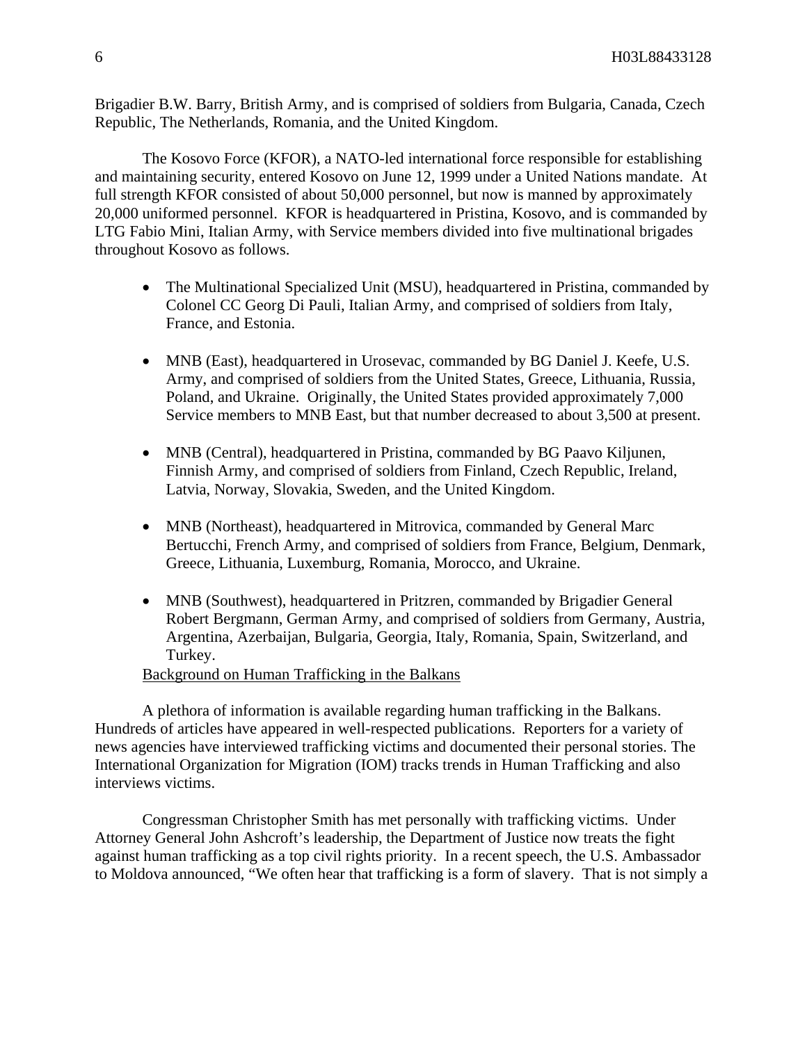Brigadier B.W. Barry, British Army, and is comprised of soldiers from Bulgaria, Canada, Czech Republic, The Netherlands, Romania, and the United Kingdom.

The Kosovo Force (KFOR), a NATO-led international force responsible for establishing and maintaining security, entered Kosovo on June 12, 1999 under a United Nations mandate. At full strength KFOR consisted of about 50,000 personnel, but now is manned by approximately 20,000 uniformed personnel. KFOR is headquartered in Pristina, Kosovo, and is commanded by LTG Fabio Mini, Italian Army, with Service members divided into five multinational brigades throughout Kosovo as follows.

- The Multinational Specialized Unit (MSU), headquartered in Pristina, commanded by Colonel CC Georg Di Pauli, Italian Army, and comprised of soldiers from Italy, France, and Estonia.

- MNB (East), headquartered in Urosevac, commanded by BG Daniel J. Keefe, U.S. Army, and comprised of soldiers from the United States, Greece, Lithuania, Russia, Poland, and Ukraine. Originally, the United States provided approximately 7,000 Service members to MNB East, but that number decreased to about 3,500 at present.

- MNB (Central), headquartered in Pristina, commanded by BG Paavo Kiljunen, Finnish Army, and comprised of soldiers from Finland, Czech Republic, Ireland, Latvia, Norway, Slovakia, Sweden, and the United Kingdom.

- MNB (Northeast), headquartered in Mitrovica, commanded by General Marc Bertucchi, French Army, and comprised of soldiers from France, Belgium, Denmark, Greece, Lithuania, Luxemburg, Romania, Morocco, and Ukraine.

- MNB (Southwest), headquartered in Pritzren, commanded by Brigadier General Robert Bergmann, German Army, and comprised of soldiers from Germany, Austria, Argentina, Azerbaijan, Bulgaria, Georgia, Italy, Romania, Spain, Switzerland, and Turkey.

## Background on Human Trafficking in the Balkans

A plethora of information is available regarding human trafficking in the Balkans. Hundreds of articles have appeared in well-respected publications. Reporters for a variety of news agencies have interviewed trafficking victims and documented their personal stories. The International Organization for Migration (IOM) tracks trends in Human Trafficking and also interviews victims.

Congressman Christopher Smith has met personally with trafficking victims. Under Attorney General John Ashcroft's leadership, the Department of Justice now treats the fight against human trafficking as a top civil rights priority. In a recent speech, the U.S. Ambassador to Moldova announced, "We often hear that trafficking is a form of slavery. That is not simply a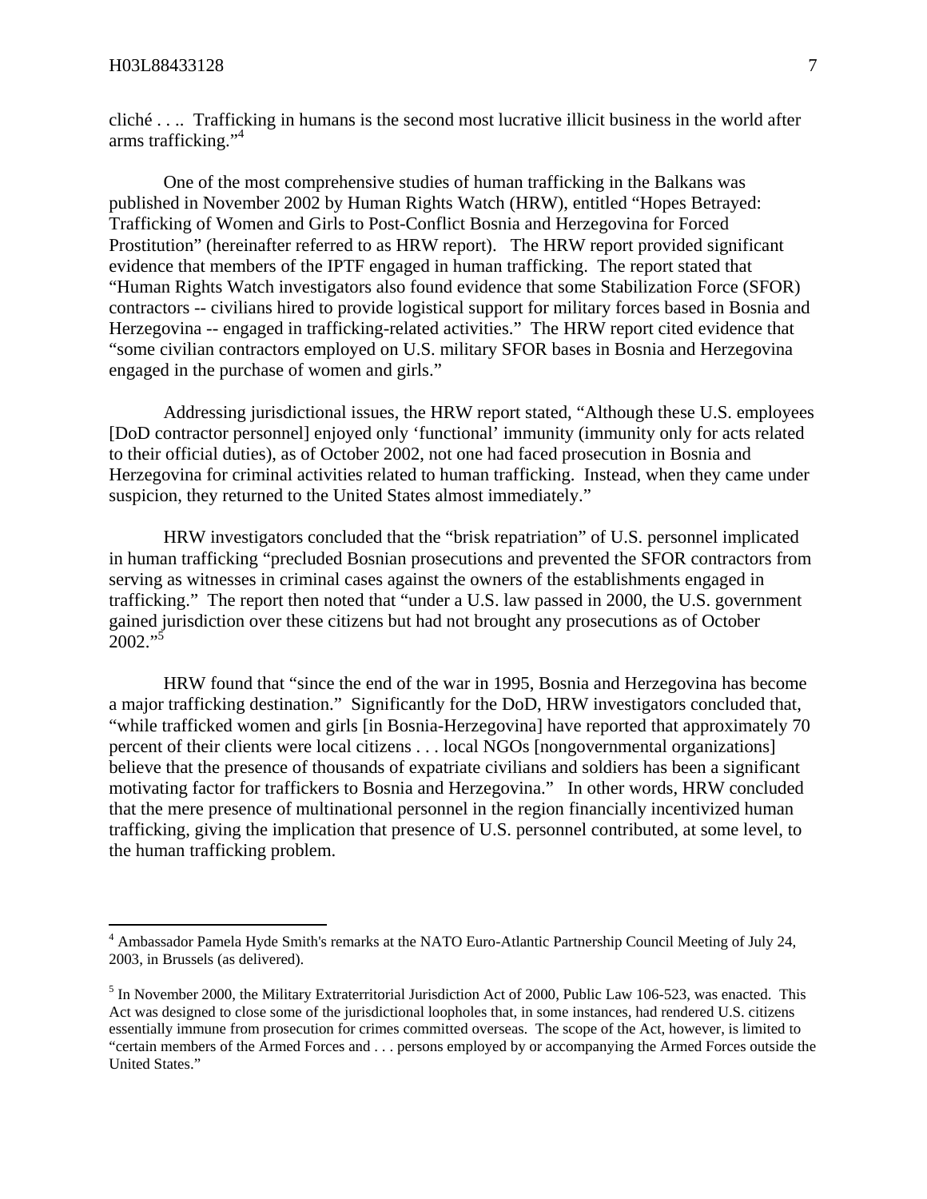cliché . . .. Trafficking in humans is the second most lucrative illicit business in the world after arms trafficking."[4]

One of the most comprehensive studies of human trafficking in the Balkans was published in November 2002 by Human Rights Watch (HRW), entitled "Hopes Betrayed: Trafficking of Women and Girls to Post-Conflict Bosnia and Herzegovina for Forced Prostitution" (hereinafter referred to as HRW report). The HRW report provided significant evidence that members of the IPTF engaged in human trafficking. The report stated that "Human Rights Watch investigators also found evidence that some Stabilization Force (SFOR) contractors -- civilians hired to provide logistical support for military forces based in Bosnia and Herzegovina -- engaged in trafficking-related activities." The HRW report cited evidence that "some civilian contractors employed on U.S. military SFOR bases in Bosnia and Herzegovina engaged in the purchase of women and girls."

Addressing jurisdictional issues, the HRW report stated, "Although these U.S. employees [DoD contractor personnel] enjoyed only 'functional' immunity (immunity only for acts related to their official duties), as of October 2002, not one had faced prosecution in Bosnia and Herzegovina for criminal activities related to human trafficking. Instead, when they came under suspicion, they returned to the United States almost immediately."

HRW investigators concluded that the "brisk repatriation" of U.S. personnel implicated in human trafficking "precluded Bosnian prosecutions and prevented the SFOR contractors from serving as witnesses in criminal cases against the owners of the establishments engaged in trafficking." The report then noted that "under a U.S. law passed in 2000, the U.S. government gained jurisdiction over these citizens but had not brought any prosecutions as of October 2002."[5]

HRW found that "since the end of the war in 1995, Bosnia and Herzegovina has become a major trafficking destination." Significantly for the DoD, HRW investigators concluded that, "while trafficked women and girls [in Bosnia-Herzegovina] have reported that approximately 70 percent of their clients were local citizens . . . local NGOs [nongovernmental organizations] believe that the presence of thousands of expatriate civilians and soldiers has been a significant motivating factor for traffickers to Bosnia and Herzegovina." In other words, HRW concluded that the mere presence of multinational personnel in the region financially incentivized human trafficking, giving the implication that presence of U.S. personnel contributed, at some level, to the human trafficking problem.

---

[4] Ambassador Pamela Hyde Smith's remarks at the NATO Euro-Atlantic Partnership Council Meeting of July 24, 2003, in Brussels (as delivered).

[5] In November 2000, the Military Extraterritorial Jurisdiction Act of 2000, Public Law 106-523, was enacted. This Act was designed to close some of the jurisdictional loopholes that, in some instances, had rendered U.S. citizens essentially immune from prosecution for crimes committed overseas. The scope of the Act, however, is limited to "certain members of the Armed Forces and . . . persons employed by or accompanying the Armed Forces outside the United States."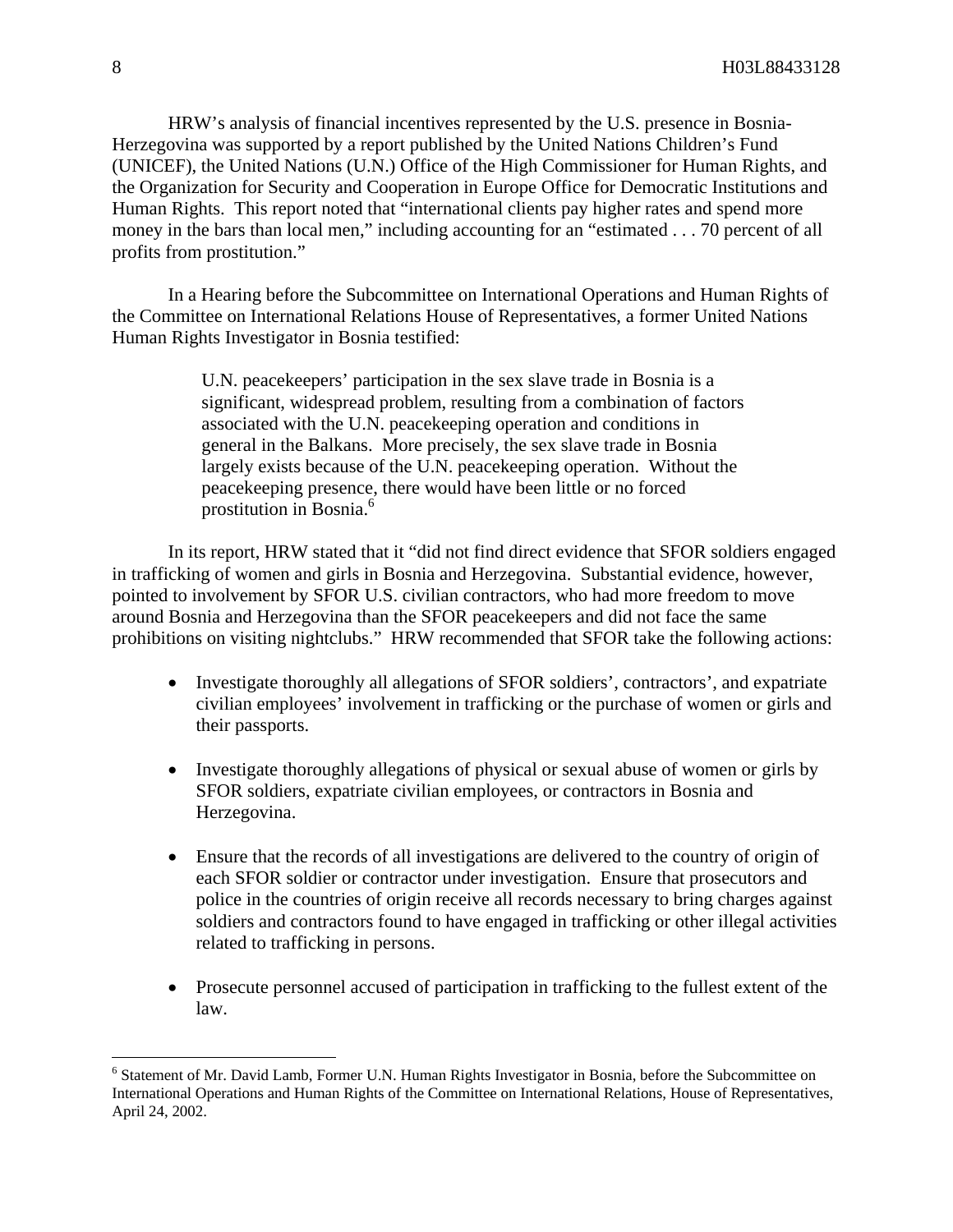HRW's analysis of financial incentives represented by the U.S. presence in Bosnia-Herzegovina was supported by a report published by the United Nations Children's Fund (UNICEF), the United Nations (U.N.) Office of the High Commissioner for Human Rights, and the Organization for Security and Cooperation in Europe Office for Democratic Institutions and Human Rights. This report noted that "international clients pay higher rates and spend more money in the bars than local men," including accounting for an "estimated . . . 70 percent of all profits from prostitution."

In a Hearing before the Subcommittee on International Operations and Human Rights of the Committee on International Relations House of Representatives, a former United Nations Human Rights Investigator in Bosnia testified:

> U.N. peacekeepers' participation in the sex slave trade in Bosnia is a significant, widespread problem, resulting from a combination of factors associated with the U.N. peacekeeping operation and conditions in general in the Balkans. More precisely, the sex slave trade in Bosnia largely exists because of the U.N. peacekeeping operation. Without the peacekeeping presence, there would have been little or no forced prostitution in Bosnia.[6]

In its report, HRW stated that it "did not find direct evidence that SFOR soldiers engaged in trafficking of women and girls in Bosnia and Herzegovina. Substantial evidence, however, pointed to involvement by SFOR U.S. civilian contractors, who had more freedom to move around Bosnia and Herzegovina than the SFOR peacekeepers and did not face the same prohibitions on visiting nightclubs." HRW recommended that SFOR take the following actions:

- Investigate thoroughly all allegations of SFOR soldiers', contractors', and expatriate civilian employees' involvement in trafficking or the purchase of women or girls and their passports.

- Investigate thoroughly allegations of physical or sexual abuse of women or girls by SFOR soldiers, expatriate civilian employees, or contractors in Bosnia and Herzegovina.

- Ensure that the records of all investigations are delivered to the country of origin of each SFOR soldier or contractor under investigation. Ensure that prosecutors and police in the countries of origin receive all records necessary to bring charges against soldiers and contractors found to have engaged in trafficking or other illegal activities related to trafficking in persons.

- Prosecute personnel accused of participation in trafficking to the fullest extent of the law.

---

[6] Statement of Mr. David Lamb, Former U.N. Human Rights Investigator in Bosnia, before the Subcommittee on International Operations and Human Rights of the Committee on International Relations, House of Representatives, April 24, 2002.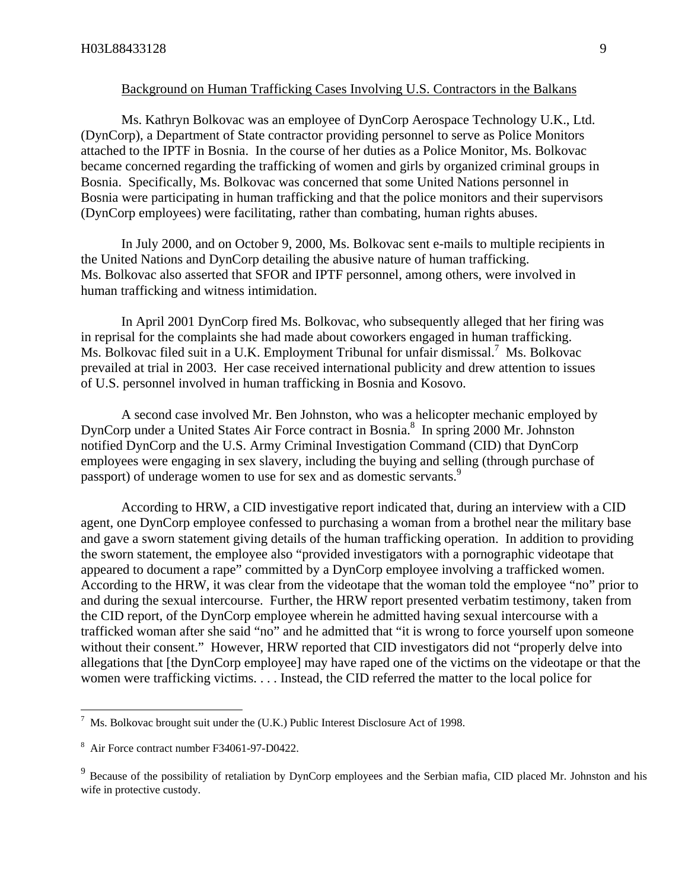Background on Human Trafficking Cases Involving U.S. Contractors in the Balkans

Ms. Kathryn Bolkovac was an employee of DynCorp Aerospace Technology U.K., Ltd. (DynCorp), a Department of State contractor providing personnel to serve as Police Monitors attached to the IPTF in Bosnia. In the course of her duties as a Police Monitor, Ms. Bolkovac became concerned regarding the trafficking of women and girls by organized criminal groups in Bosnia. Specifically, Ms. Bolkovac was concerned that some United Nations personnel in Bosnia were participating in human trafficking and that the police monitors and their supervisors (DynCorp employees) were facilitating, rather than combating, human rights abuses.

In July 2000, and on October 9, 2000, Ms. Bolkovac sent e-mails to multiple recipients in the United Nations and DynCorp detailing the abusive nature of human trafficking. Ms. Bolkovac also asserted that SFOR and IPTF personnel, among others, were involved in human trafficking and witness intimidation.

In April 2001 DynCorp fired Ms. Bolkovac, who subsequently alleged that her firing was in reprisal for the complaints she had made about coworkers engaged in human trafficking. Ms. Bolkovac filed suit in a U.K. Employment Tribunal for unfair dismissal.[7] Ms. Bolkovac prevailed at trial in 2003. Her case received international publicity and drew attention to issues of U.S. personnel involved in human trafficking in Bosnia and Kosovo.

A second case involved Mr. Ben Johnston, who was a helicopter mechanic employed by DynCorp under a United States Air Force contract in Bosnia.[8] In spring 2000 Mr. Johnston notified DynCorp and the U.S. Army Criminal Investigation Command (CID) that DynCorp employees were engaging in sex slavery, including the buying and selling (through purchase of passport) of underage women to use for sex and as domestic servants.[9]

According to HRW, a CID investigative report indicated that, during an interview with a CID agent, one DynCorp employee confessed to purchasing a woman from a brothel near the military base and gave a sworn statement giving details of the human trafficking operation. In addition to providing the sworn statement, the employee also "provided investigators with a pornographic videotape that appeared to document a rape" committed by a DynCorp employee involving a trafficked women. According to the HRW, it was clear from the videotape that the woman told the employee "no" prior to and during the sexual intercourse. Further, the HRW report presented verbatim testimony, taken from the CID report, of the DynCorp employee wherein he admitted having sexual intercourse with a trafficked woman after she said "no" and he admitted that "it is wrong to force yourself upon someone without their consent." However, HRW reported that CID investigators did not "properly delve into allegations that [the DynCorp employee] may have raped one of the victims on the videotape or that the women were trafficking victims. . . . Instead, the CID referred the matter to the local police for

---

[7] Ms. Bolkovac brought suit under the (U.K.) Public Interest Disclosure Act of 1998.

[8] Air Force contract number F34061-97-D0422.

[9] Because of the possibility of retaliation by DynCorp employees and the Serbian mafia, CID placed Mr. Johnston and his wife in protective custody.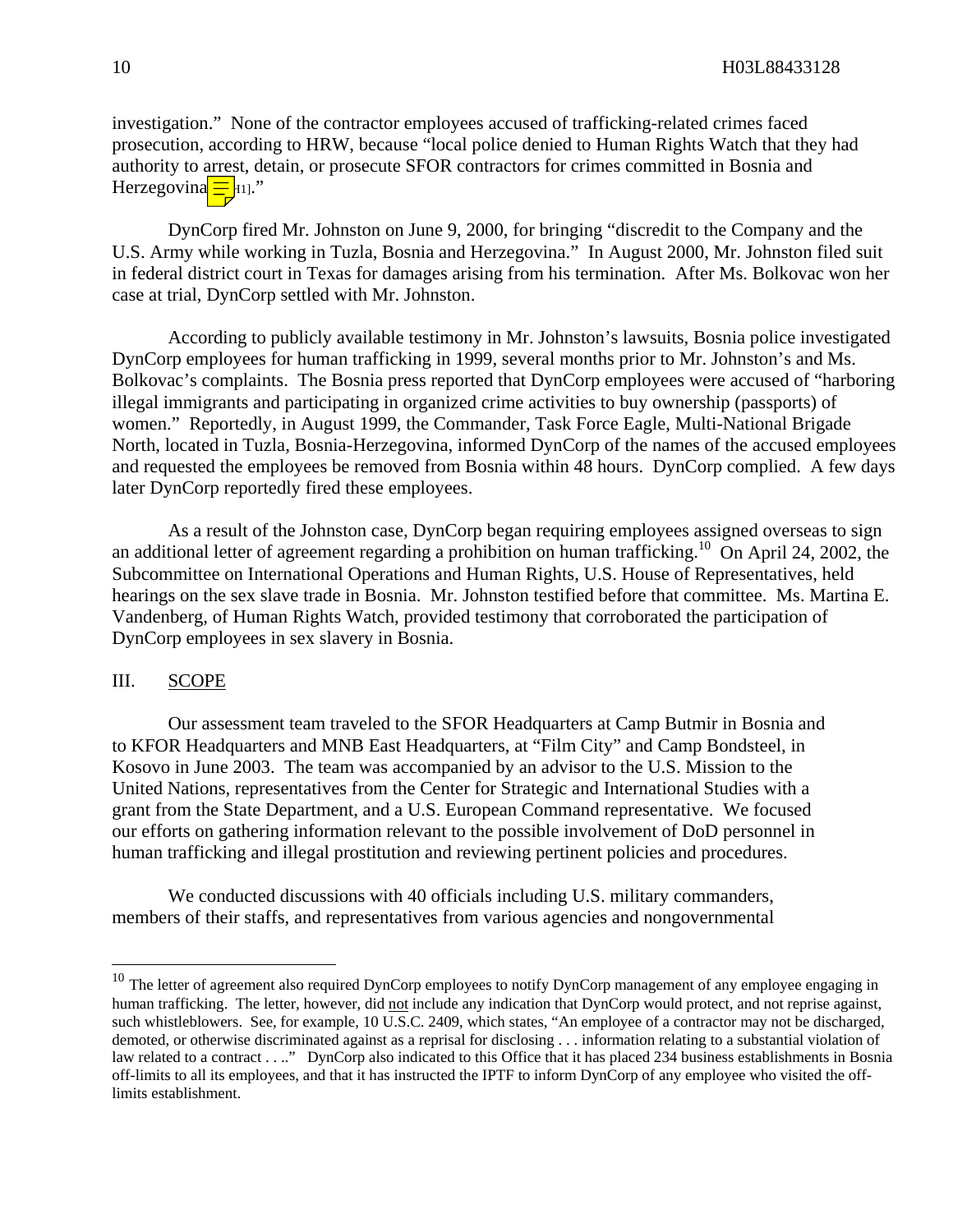investigation." None of the contractor employees accused of trafficking-related crimes faced prosecution, according to HRW, because "local police denied to Human Rights Watch that they had authority to arrest, detain, or prosecute SFOR contractors for crimes committed in Bosnia and Herzegovina[1]."

DynCorp fired Mr. Johnston on June 9, 2000, for bringing "discredit to the Company and the U.S. Army while working in Tuzla, Bosnia and Herzegovina." In August 2000, Mr. Johnston filed suit in federal district court in Texas for damages arising from his termination. After Ms. Bolkovac won her case at trial, DynCorp settled with Mr. Johnston.

According to publicly available testimony in Mr. Johnston's lawsuits, Bosnia police investigated DynCorp employees for human trafficking in 1999, several months prior to Mr. Johnston's and Ms. Bolkovac's complaints. The Bosnia press reported that DynCorp employees were accused of "harboring illegal immigrants and participating in organized crime activities to buy ownership (passports) of women." Reportedly, in August 1999, the Commander, Task Force Eagle, Multi-National Brigade North, located in Tuzla, Bosnia-Herzegovina, informed DynCorp of the names of the accused employees and requested the employees be removed from Bosnia within 48 hours. DynCorp complied. A few days later DynCorp reportedly fired these employees.

As a result of the Johnston case, DynCorp began requiring employees assigned overseas to sign an additional letter of agreement regarding a prohibition on human trafficking.[10] On April 24, 2002, the Subcommittee on International Operations and Human Rights, U.S. House of Representatives, held hearings on the sex slave trade in Bosnia. Mr. Johnston testified before that committee. Ms. Martina E. Vandenberg, of Human Rights Watch, provided testimony that corroborated the participation of DynCorp employees in sex slavery in Bosnia.

## III. SCOPE

Our assessment team traveled to the SFOR Headquarters at Camp Butmir in Bosnia and to KFOR Headquarters and MNB East Headquarters, at "Film City" and Camp Bondsteel, in Kosovo in June 2003. The team was accompanied by an advisor to the U.S. Mission to the United Nations, representatives from the Center for Strategic and International Studies with a grant from the State Department, and a U.S. European Command representative. We focused our efforts on gathering information relevant to the possible involvement of DoD personnel in human trafficking and illegal prostitution and reviewing pertinent policies and procedures.

We conducted discussions with 40 officials including U.S. military commanders, members of their staffs, and representatives from various agencies and nongovernmental

---

[10] The letter of agreement also required DynCorp employees to notify DynCorp management of any employee engaging in human trafficking. The letter, however, did not include any indication that DynCorp would protect, and not reprise against, such whistleblowers. See, for example, 10 U.S.C. 2409, which states, "An employee of a contractor may not be discharged, demoted, or otherwise discriminated against as a reprisal for disclosing . . . information relating to a substantial violation of law related to a contract . . .." DynCorp also indicated to this Office that it has placed 234 business establishments in Bosnia off-limits to all its employees, and that it has instructed the IPTF to inform DynCorp of any employee who visited the off-limits establishment.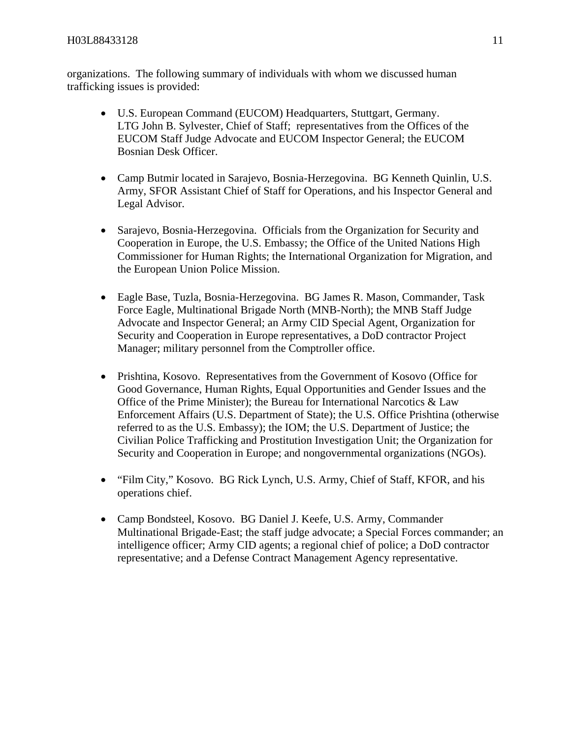organizations. The following summary of individuals with whom we discussed human trafficking issues is provided:

- U.S. European Command (EUCOM) Headquarters, Stuttgart, Germany. LTG John B. Sylvester, Chief of Staff; representatives from the Offices of the EUCOM Staff Judge Advocate and EUCOM Inspector General; the EUCOM Bosnian Desk Officer.

- Camp Butmir located in Sarajevo, Bosnia-Herzegovina. BG Kenneth Quinlin, U.S. Army, SFOR Assistant Chief of Staff for Operations, and his Inspector General and Legal Advisor.

- Sarajevo, Bosnia-Herzegovina. Officials from the Organization for Security and Cooperation in Europe, the U.S. Embassy; the Office of the United Nations High Commissioner for Human Rights; the International Organization for Migration, and the European Union Police Mission.

- Eagle Base, Tuzla, Bosnia-Herzegovina. BG James R. Mason, Commander, Task Force Eagle, Multinational Brigade North (MNB-North); the MNB Staff Judge Advocate and Inspector General; an Army CID Special Agent, Organization for Security and Cooperation in Europe representatives, a DoD contractor Project Manager; military personnel from the Comptroller office.

- Prishtina, Kosovo. Representatives from the Government of Kosovo (Office for Good Governance, Human Rights, Equal Opportunities and Gender Issues and the Office of the Prime Minister); the Bureau for International Narcotics & Law Enforcement Affairs (U.S. Department of State); the U.S. Office Prishtina (otherwise referred to as the U.S. Embassy); the IOM; the U.S. Department of Justice; the Civilian Police Trafficking and Prostitution Investigation Unit; the Organization for Security and Cooperation in Europe; and nongovernmental organizations (NGOs).

- "Film City," Kosovo. BG Rick Lynch, U.S. Army, Chief of Staff, KFOR, and his operations chief.

- Camp Bondsteel, Kosovo. BG Daniel J. Keefe, U.S. Army, Commander Multinational Brigade-East; the staff judge advocate; a Special Forces commander; an intelligence officer; Army CID agents; a regional chief of police; a DoD contractor representative; and a Defense Contract Management Agency representative.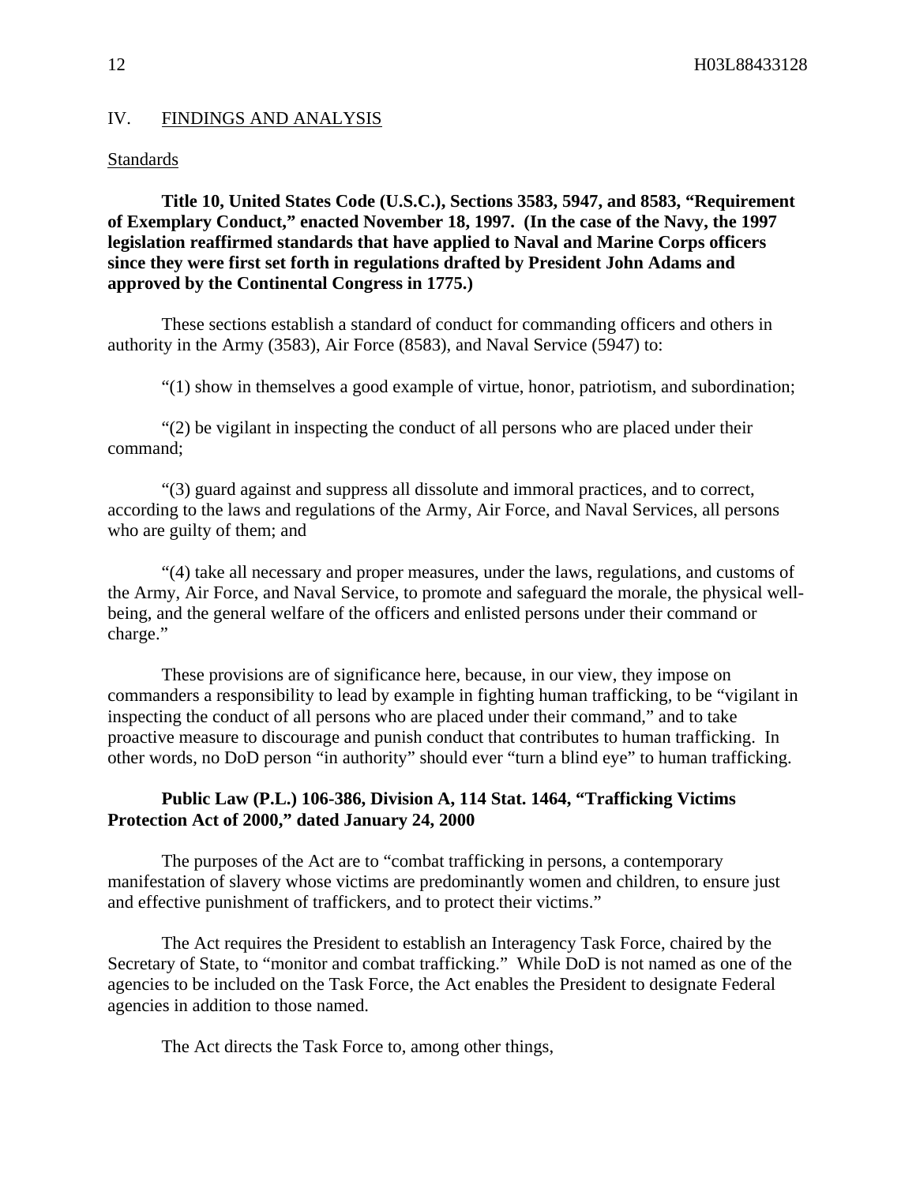## IV. FINDINGS AND ANALYSIS

### Standards

**Title 10, United States Code (U.S.C.), Sections 3583, 5947, and 8583, "Requirement of Exemplary Conduct," enacted November 18, 1997. (In the case of the Navy, the 1997 legislation reaffirmed standards that have applied to Naval and Marine Corps officers since they were first set forth in regulations drafted by President John Adams and approved by the Continental Congress in 1775.)**

These sections establish a standard of conduct for commanding officers and others in authority in the Army (3583), Air Force (8583), and Naval Service (5947) to:

"(1) show in themselves a good example of virtue, honor, patriotism, and subordination;

"(2) be vigilant in inspecting the conduct of all persons who are placed under their command;

"(3) guard against and suppress all dissolute and immoral practices, and to correct, according to the laws and regulations of the Army, Air Force, and Naval Services, all persons who are guilty of them; and

"(4) take all necessary and proper measures, under the laws, regulations, and customs of the Army, Air Force, and Naval Service, to promote and safeguard the morale, the physical well-being, and the general welfare of the officers and enlisted persons under their command or charge."

These provisions are of significance here, because, in our view, they impose on commanders a responsibility to lead by example in fighting human trafficking, to be "vigilant in inspecting the conduct of all persons who are placed under their command," and to take proactive measure to discourage and punish conduct that contributes to human trafficking. In other words, no DoD person "in authority" should ever "turn a blind eye" to human trafficking.

**Public Law (P.L.) 106-386, Division A, 114 Stat. 1464, "Trafficking Victims Protection Act of 2000," dated January 24, 2000**

The purposes of the Act are to "combat trafficking in persons, a contemporary manifestation of slavery whose victims are predominantly women and children, to ensure just and effective punishment of traffickers, and to protect their victims."

The Act requires the President to establish an Interagency Task Force, chaired by the Secretary of State, to "monitor and combat trafficking." While DoD is not named as one of the agencies to be included on the Task Force, the Act enables the President to designate Federal agencies in addition to those named.

The Act directs the Task Force to, among other things,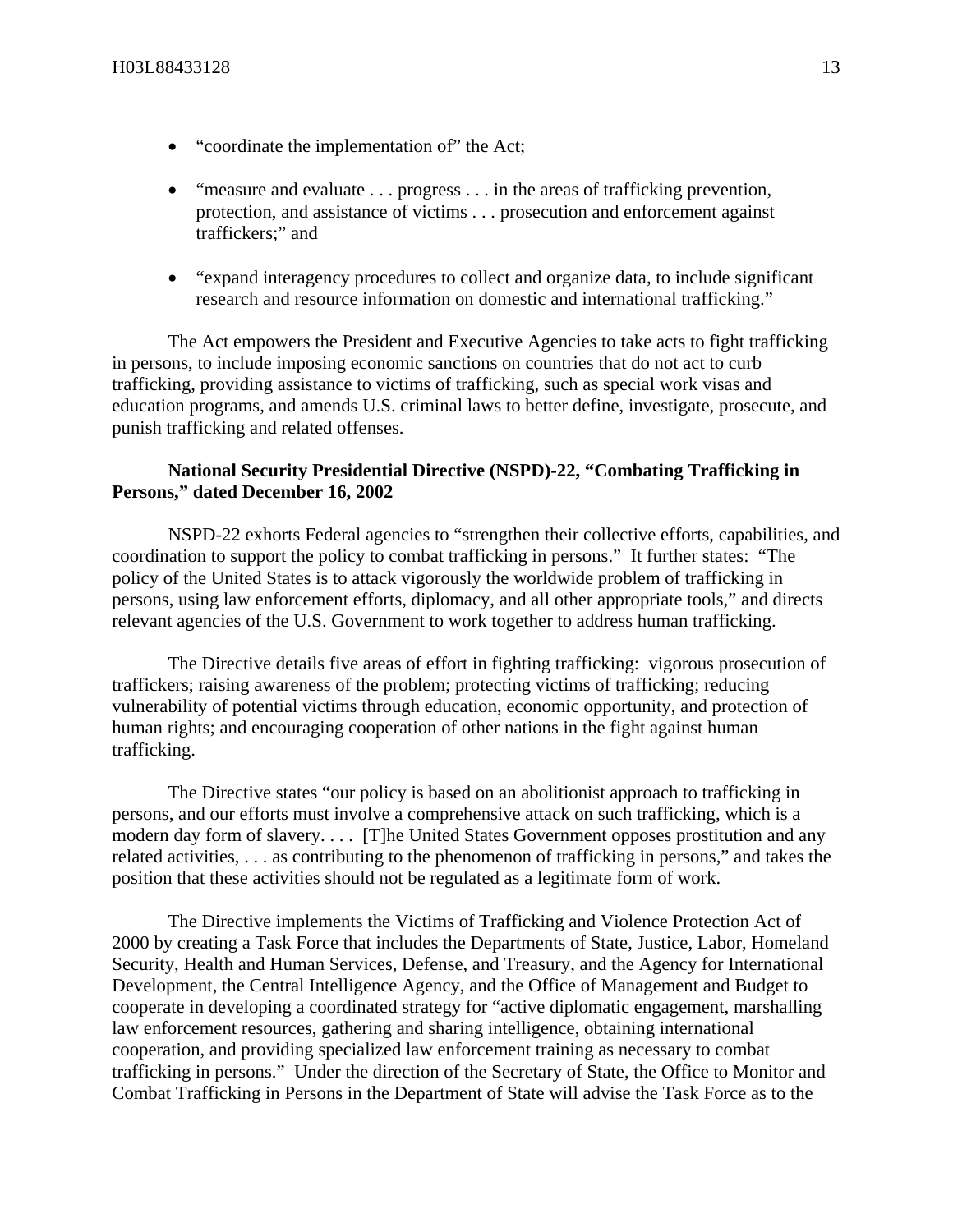- "coordinate the implementation of" the Act;
- "measure and evaluate . . . progress . . . in the areas of trafficking prevention, protection, and assistance of victims . . . prosecution and enforcement against traffickers;" and
- "expand interagency procedures to collect and organize data, to include significant research and resource information on domestic and international trafficking."

The Act empowers the President and Executive Agencies to take acts to fight trafficking in persons, to include imposing economic sanctions on countries that do not act to curb trafficking, providing assistance to victims of trafficking, such as special work visas and education programs, and amends U.S. criminal laws to better define, investigate, prosecute, and punish trafficking and related offenses.

**National Security Presidential Directive (NSPD)-22, "Combating Trafficking in Persons," dated December 16, 2002**

NSPD-22 exhorts Federal agencies to "strengthen their collective efforts, capabilities, and coordination to support the policy to combat trafficking in persons." It further states: "The policy of the United States is to attack vigorously the worldwide problem of trafficking in persons, using law enforcement efforts, diplomacy, and all other appropriate tools," and directs relevant agencies of the U.S. Government to work together to address human trafficking.

The Directive details five areas of effort in fighting trafficking: vigorous prosecution of traffickers; raising awareness of the problem; protecting victims of trafficking; reducing vulnerability of potential victims through education, economic opportunity, and protection of human rights; and encouraging cooperation of other nations in the fight against human trafficking.

The Directive states "our policy is based on an abolitionist approach to trafficking in persons, and our efforts must involve a comprehensive attack on such trafficking, which is a modern day form of slavery. . . . [T]he United States Government opposes prostitution and any related activities, . . . as contributing to the phenomenon of trafficking in persons," and takes the position that these activities should not be regulated as a legitimate form of work.

The Directive implements the Victims of Trafficking and Violence Protection Act of 2000 by creating a Task Force that includes the Departments of State, Justice, Labor, Homeland Security, Health and Human Services, Defense, and Treasury, and the Agency for International Development, the Central Intelligence Agency, and the Office of Management and Budget to cooperate in developing a coordinated strategy for "active diplomatic engagement, marshalling law enforcement resources, gathering and sharing intelligence, obtaining international cooperation, and providing specialized law enforcement training as necessary to combat trafficking in persons." Under the direction of the Secretary of State, the Office to Monitor and Combat Trafficking in Persons in the Department of State will advise the Task Force as to the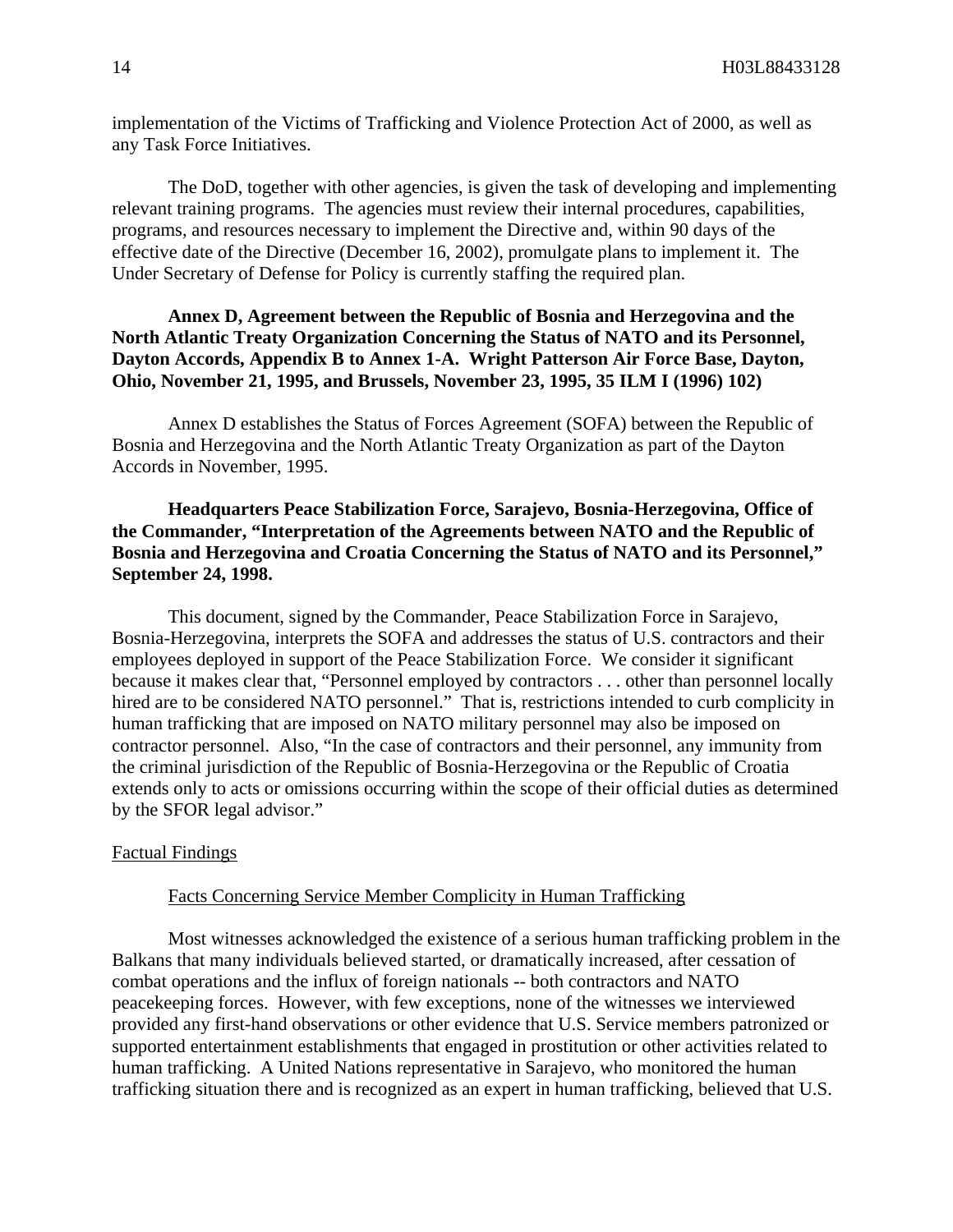implementation of the Victims of Trafficking and Violence Protection Act of 2000, as well as any Task Force Initiatives.

The DoD, together with other agencies, is given the task of developing and implementing relevant training programs. The agencies must review their internal procedures, capabilities, programs, and resources necessary to implement the Directive and, within 90 days of the effective date of the Directive (December 16, 2002), promulgate plans to implement it. The Under Secretary of Defense for Policy is currently staffing the required plan.

**Annex D, Agreement between the Republic of Bosnia and Herzegovina and the North Atlantic Treaty Organization Concerning the Status of NATO and its Personnel, Dayton Accords, Appendix B to Annex 1-A. Wright Patterson Air Force Base, Dayton, Ohio, November 21, 1995, and Brussels, November 23, 1995, 35 ILM I (1996) 102)**

Annex D establishes the Status of Forces Agreement (SOFA) between the Republic of Bosnia and Herzegovina and the North Atlantic Treaty Organization as part of the Dayton Accords in November, 1995.

**Headquarters Peace Stabilization Force, Sarajevo, Bosnia-Herzegovina, Office of the Commander, "Interpretation of the Agreements between NATO and the Republic of Bosnia and Herzegovina and Croatia Concerning the Status of NATO and its Personnel," September 24, 1998.**

This document, signed by the Commander, Peace Stabilization Force in Sarajevo, Bosnia-Herzegovina, interprets the SOFA and addresses the status of U.S. contractors and their employees deployed in support of the Peace Stabilization Force. We consider it significant because it makes clear that, "Personnel employed by contractors . . . other than personnel locally hired are to be considered NATO personnel." That is, restrictions intended to curb complicity in human trafficking that are imposed on NATO military personnel may also be imposed on contractor personnel. Also, "In the case of contractors and their personnel, any immunity from the criminal jurisdiction of the Republic of Bosnia-Herzegovina or the Republic of Croatia extends only to acts or omissions occurring within the scope of their official duties as determined by the SFOR legal advisor."

## Factual Findings

### Facts Concerning Service Member Complicity in Human Trafficking

Most witnesses acknowledged the existence of a serious human trafficking problem in the Balkans that many individuals believed started, or dramatically increased, after cessation of combat operations and the influx of foreign nationals -- both contractors and NATO peacekeeping forces. However, with few exceptions, none of the witnesses we interviewed provided any first-hand observations or other evidence that U.S. Service members patronized or supported entertainment establishments that engaged in prostitution or other activities related to human trafficking. A United Nations representative in Sarajevo, who monitored the human trafficking situation there and is recognized as an expert in human trafficking, believed that U.S.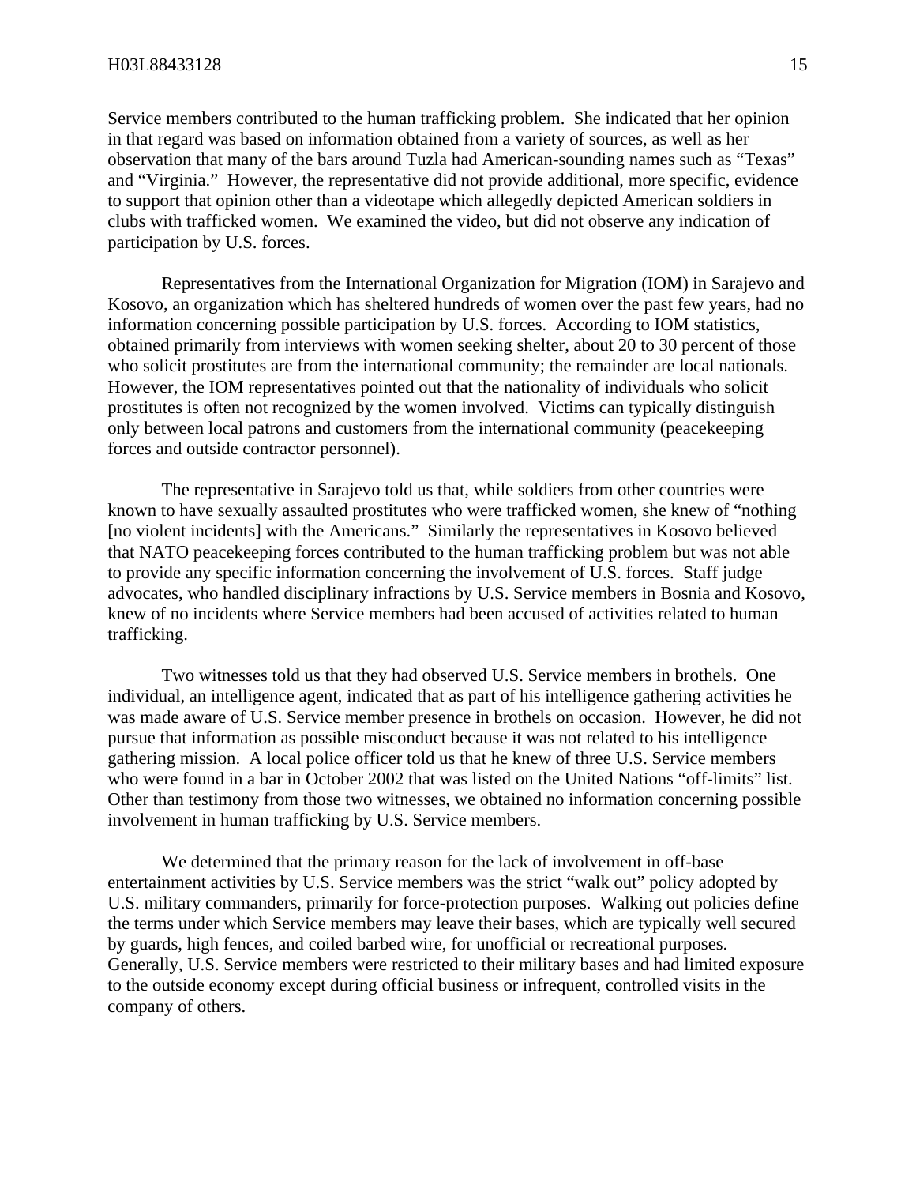Service members contributed to the human trafficking problem. She indicated that her opinion in that regard was based on information obtained from a variety of sources, as well as her observation that many of the bars around Tuzla had American-sounding names such as "Texas" and "Virginia." However, the representative did not provide additional, more specific, evidence to support that opinion other than a videotape which allegedly depicted American soldiers in clubs with trafficked women. We examined the video, but did not observe any indication of participation by U.S. forces.

Representatives from the International Organization for Migration (IOM) in Sarajevo and Kosovo, an organization which has sheltered hundreds of women over the past few years, had no information concerning possible participation by U.S. forces. According to IOM statistics, obtained primarily from interviews with women seeking shelter, about 20 to 30 percent of those who solicit prostitutes are from the international community; the remainder are local nationals. However, the IOM representatives pointed out that the nationality of individuals who solicit prostitutes is often not recognized by the women involved. Victims can typically distinguish only between local patrons and customers from the international community (peacekeeping forces and outside contractor personnel).

The representative in Sarajevo told us that, while soldiers from other countries were known to have sexually assaulted prostitutes who were trafficked women, she knew of "nothing [no violent incidents] with the Americans." Similarly the representatives in Kosovo believed that NATO peacekeeping forces contributed to the human trafficking problem but was not able to provide any specific information concerning the involvement of U.S. forces. Staff judge advocates, who handled disciplinary infractions by U.S. Service members in Bosnia and Kosovo, knew of no incidents where Service members had been accused of activities related to human trafficking.

Two witnesses told us that they had observed U.S. Service members in brothels. One individual, an intelligence agent, indicated that as part of his intelligence gathering activities he was made aware of U.S. Service member presence in brothels on occasion. However, he did not pursue that information as possible misconduct because it was not related to his intelligence gathering mission. A local police officer told us that he knew of three U.S. Service members who were found in a bar in October 2002 that was listed on the United Nations "off-limits" list. Other than testimony from those two witnesses, we obtained no information concerning possible involvement in human trafficking by U.S. Service members.

We determined that the primary reason for the lack of involvement in off-base entertainment activities by U.S. Service members was the strict "walk out" policy adopted by U.S. military commanders, primarily for force-protection purposes. Walking out policies define the terms under which Service members may leave their bases, which are typically well secured by guards, high fences, and coiled barbed wire, for unofficial or recreational purposes. Generally, U.S. Service members were restricted to their military bases and had limited exposure to the outside economy except during official business or infrequent, controlled visits in the company of others.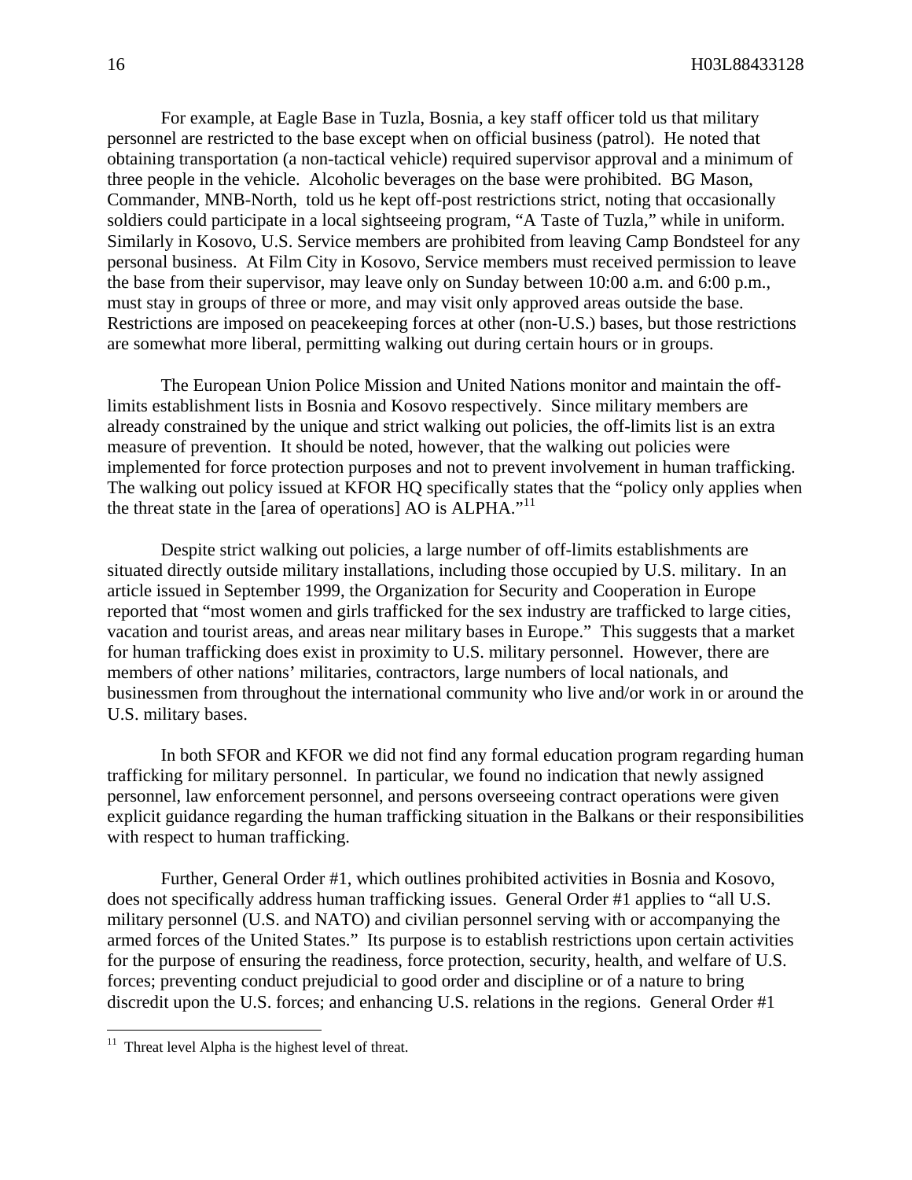For example, at Eagle Base in Tuzla, Bosnia, a key staff officer told us that military personnel are restricted to the base except when on official business (patrol). He noted that obtaining transportation (a non-tactical vehicle) required supervisor approval and a minimum of three people in the vehicle. Alcoholic beverages on the base were prohibited. BG Mason, Commander, MNB-North, told us he kept off-post restrictions strict, noting that occasionally soldiers could participate in a local sightseeing program, "A Taste of Tuzla," while in uniform. Similarly in Kosovo, U.S. Service members are prohibited from leaving Camp Bondsteel for any personal business. At Film City in Kosovo, Service members must received permission to leave the base from their supervisor, may leave only on Sunday between 10:00 a.m. and 6:00 p.m., must stay in groups of three or more, and may visit only approved areas outside the base. Restrictions are imposed on peacekeeping forces at other (non-U.S.) bases, but those restrictions are somewhat more liberal, permitting walking out during certain hours or in groups.

The European Union Police Mission and United Nations monitor and maintain the off-limits establishment lists in Bosnia and Kosovo respectively. Since military members are already constrained by the unique and strict walking out policies, the off-limits list is an extra measure of prevention. It should be noted, however, that the walking out policies were implemented for force protection purposes and not to prevent involvement in human trafficking. The walking out policy issued at KFOR HQ specifically states that the "policy only applies when the threat state in the [area of operations] AO is ALPHA."[11]

Despite strict walking out policies, a large number of off-limits establishments are situated directly outside military installations, including those occupied by U.S. military. In an article issued in September 1999, the Organization for Security and Cooperation in Europe reported that "most women and girls trafficked for the sex industry are trafficked to large cities, vacation and tourist areas, and areas near military bases in Europe." This suggests that a market for human trafficking does exist in proximity to U.S. military personnel. However, there are members of other nations' militaries, contractors, large numbers of local nationals, and businessmen from throughout the international community who live and/or work in or around the U.S. military bases.

In both SFOR and KFOR we did not find any formal education program regarding human trafficking for military personnel. In particular, we found no indication that newly assigned personnel, law enforcement personnel, and persons overseeing contract operations were given explicit guidance regarding the human trafficking situation in the Balkans or their responsibilities with respect to human trafficking.

Further, General Order #1, which outlines prohibited activities in Bosnia and Kosovo, does not specifically address human trafficking issues. General Order #1 applies to "all U.S. military personnel (U.S. and NATO) and civilian personnel serving with or accompanying the armed forces of the United States." Its purpose is to establish restrictions upon certain activities for the purpose of ensuring the readiness, force protection, security, health, and welfare of U.S. forces; preventing conduct prejudicial to good order and discipline or of a nature to bring discredit upon the U.S. forces; and enhancing U.S. relations in the regions. General Order #1

[11] Threat level Alpha is the highest level of threat.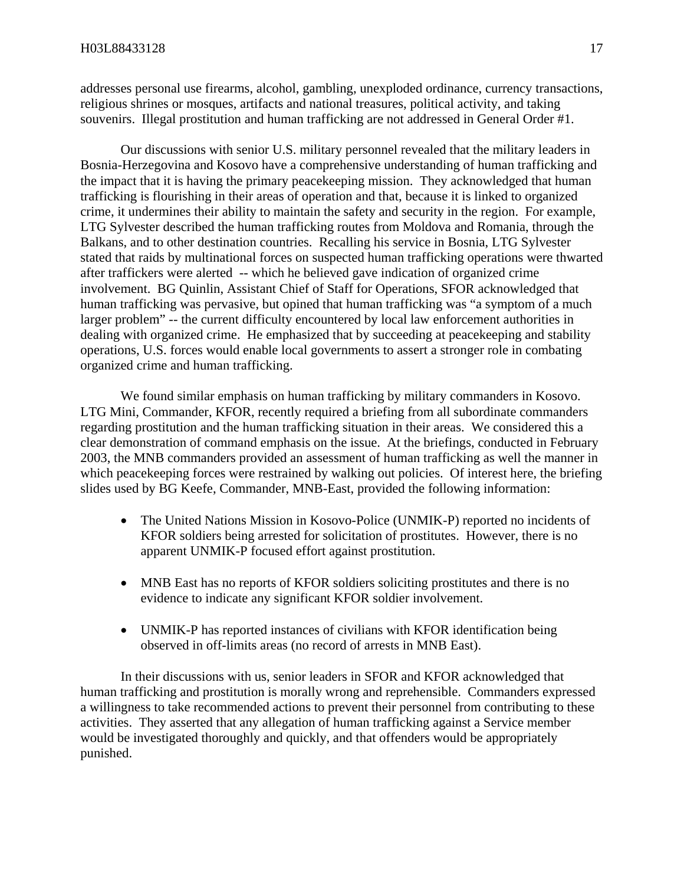addresses personal use firearms, alcohol, gambling, unexploded ordinance, currency transactions, religious shrines or mosques, artifacts and national treasures, political activity, and taking souvenirs. Illegal prostitution and human trafficking are not addressed in General Order #1.

Our discussions with senior U.S. military personnel revealed that the military leaders in Bosnia-Herzegovina and Kosovo have a comprehensive understanding of human trafficking and the impact that it is having the primary peacekeeping mission. They acknowledged that human trafficking is flourishing in their areas of operation and that, because it is linked to organized crime, it undermines their ability to maintain the safety and security in the region. For example, LTG Sylvester described the human trafficking routes from Moldova and Romania, through the Balkans, and to other destination countries. Recalling his service in Bosnia, LTG Sylvester stated that raids by multinational forces on suspected human trafficking operations were thwarted after traffickers were alerted -- which he believed gave indication of organized crime involvement. BG Quinlin, Assistant Chief of Staff for Operations, SFOR acknowledged that human trafficking was pervasive, but opined that human trafficking was "a symptom of a much larger problem" -- the current difficulty encountered by local law enforcement authorities in dealing with organized crime. He emphasized that by succeeding at peacekeeping and stability operations, U.S. forces would enable local governments to assert a stronger role in combating organized crime and human trafficking.

We found similar emphasis on human trafficking by military commanders in Kosovo. LTG Mini, Commander, KFOR, recently required a briefing from all subordinate commanders regarding prostitution and the human trafficking situation in their areas. We considered this a clear demonstration of command emphasis on the issue. At the briefings, conducted in February 2003, the MNB commanders provided an assessment of human trafficking as well the manner in which peacekeeping forces were restrained by walking out policies. Of interest here, the briefing slides used by BG Keefe, Commander, MNB-East, provided the following information:

- The United Nations Mission in Kosovo-Police (UNMIK-P) reported no incidents of KFOR soldiers being arrested for solicitation of prostitutes. However, there is no apparent UNMIK-P focused effort against prostitution.

- MNB East has no reports of KFOR soldiers soliciting prostitutes and there is no evidence to indicate any significant KFOR soldier involvement.

- UNMIK-P has reported instances of civilians with KFOR identification being observed in off-limits areas (no record of arrests in MNB East).

In their discussions with us, senior leaders in SFOR and KFOR acknowledged that human trafficking and prostitution is morally wrong and reprehensible. Commanders expressed a willingness to take recommended actions to prevent their personnel from contributing to these activities. They asserted that any allegation of human trafficking against a Service member would be investigated thoroughly and quickly, and that offenders would be appropriately punished.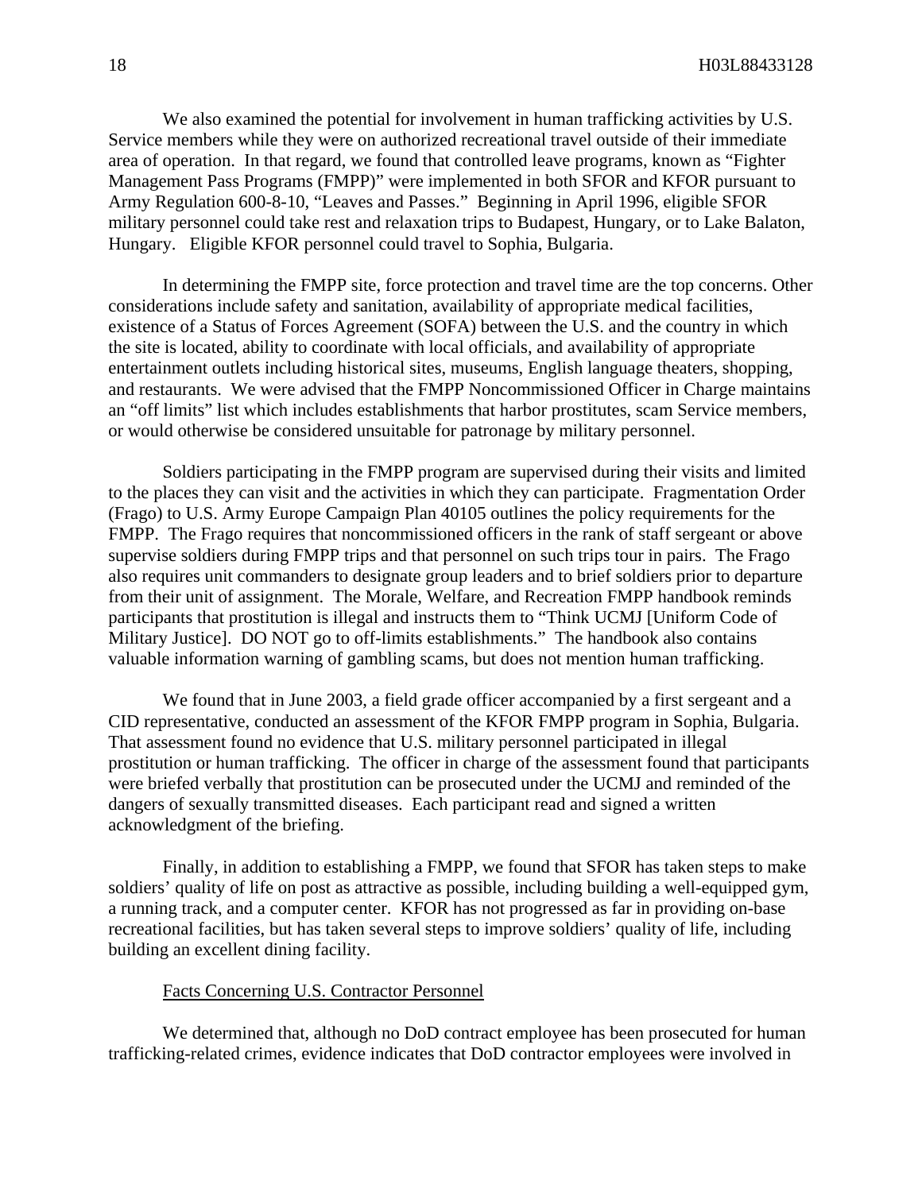We also examined the potential for involvement in human trafficking activities by U.S. Service members while they were on authorized recreational travel outside of their immediate area of operation. In that regard, we found that controlled leave programs, known as "Fighter Management Pass Programs (FMPP)" were implemented in both SFOR and KFOR pursuant to Army Regulation 600-8-10, "Leaves and Passes." Beginning in April 1996, eligible SFOR military personnel could take rest and relaxation trips to Budapest, Hungary, or to Lake Balaton, Hungary. Eligible KFOR personnel could travel to Sophia, Bulgaria.

In determining the FMPP site, force protection and travel time are the top concerns. Other considerations include safety and sanitation, availability of appropriate medical facilities, existence of a Status of Forces Agreement (SOFA) between the U.S. and the country in which the site is located, ability to coordinate with local officials, and availability of appropriate entertainment outlets including historical sites, museums, English language theaters, shopping, and restaurants. We were advised that the FMPP Noncommissioned Officer in Charge maintains an "off limits" list which includes establishments that harbor prostitutes, scam Service members, or would otherwise be considered unsuitable for patronage by military personnel.

Soldiers participating in the FMPP program are supervised during their visits and limited to the places they can visit and the activities in which they can participate. Fragmentation Order (Frago) to U.S. Army Europe Campaign Plan 40105 outlines the policy requirements for the FMPP. The Frago requires that noncommissioned officers in the rank of staff sergeant or above supervise soldiers during FMPP trips and that personnel on such trips tour in pairs. The Frago also requires unit commanders to designate group leaders and to brief soldiers prior to departure from their unit of assignment. The Morale, Welfare, and Recreation FMPP handbook reminds participants that prostitution is illegal and instructs them to "Think UCMJ [Uniform Code of Military Justice]. DO NOT go to off-limits establishments." The handbook also contains valuable information warning of gambling scams, but does not mention human trafficking.

We found that in June 2003, a field grade officer accompanied by a first sergeant and a CID representative, conducted an assessment of the KFOR FMPP program in Sophia, Bulgaria. That assessment found no evidence that U.S. military personnel participated in illegal prostitution or human trafficking. The officer in charge of the assessment found that participants were briefed verbally that prostitution can be prosecuted under the UCMJ and reminded of the dangers of sexually transmitted diseases. Each participant read and signed a written acknowledgment of the briefing.

Finally, in addition to establishing a FMPP, we found that SFOR has taken steps to make soldiers' quality of life on post as attractive as possible, including building a well-equipped gym, a running track, and a computer center. KFOR has not progressed as far in providing on-base recreational facilities, but has taken several steps to improve soldiers' quality of life, including building an excellent dining facility.

Facts Concerning U.S. Contractor Personnel

We determined that, although no DoD contract employee has been prosecuted for human trafficking-related crimes, evidence indicates that DoD contractor employees were involved in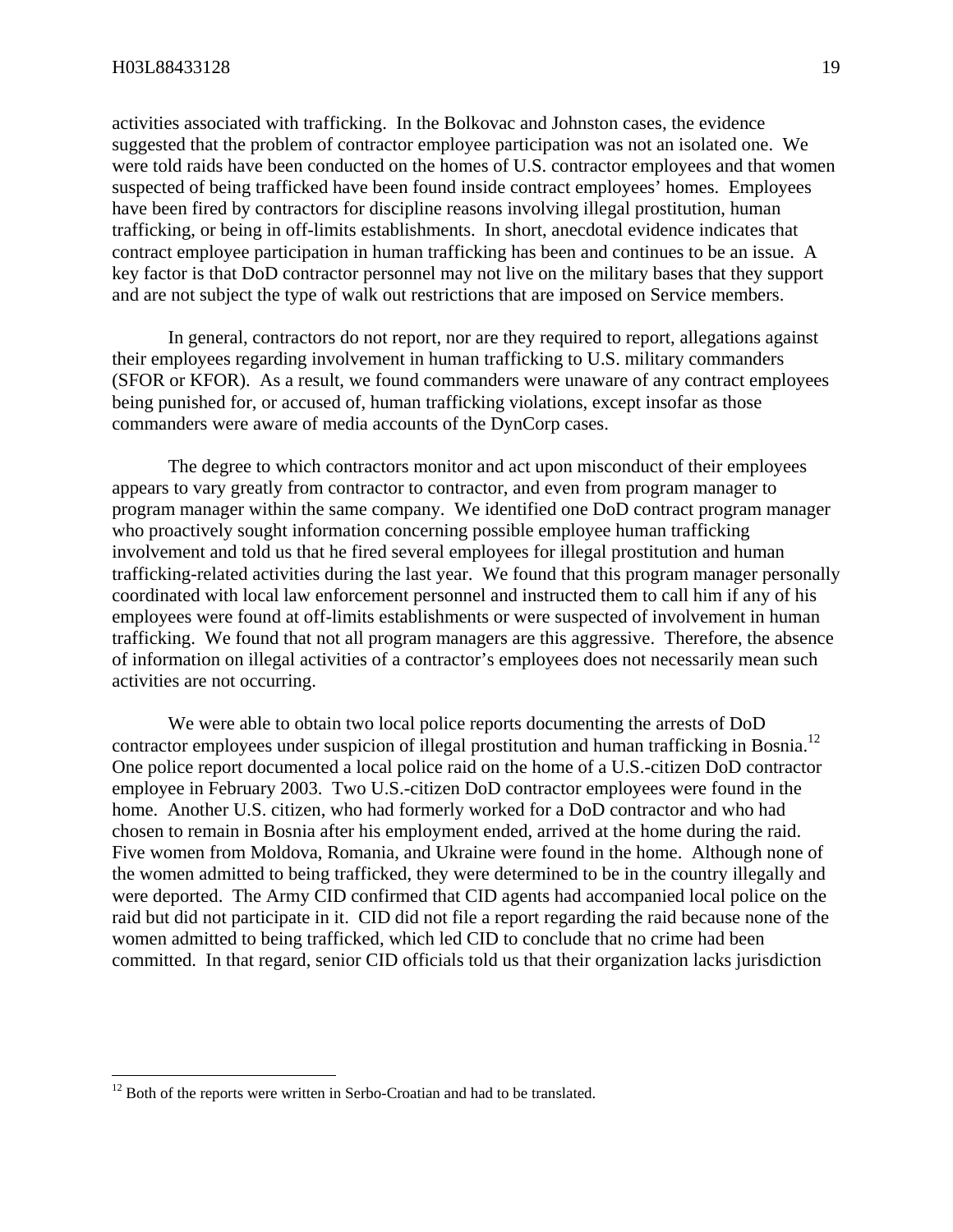activities associated with trafficking. In the Bolkovac and Johnston cases, the evidence suggested that the problem of contractor employee participation was not an isolated one. We were told raids have been conducted on the homes of U.S. contractor employees and that women suspected of being trafficked have been found inside contract employees' homes. Employees have been fired by contractors for discipline reasons involving illegal prostitution, human trafficking, or being in off-limits establishments. In short, anecdotal evidence indicates that contract employee participation in human trafficking has been and continues to be an issue. A key factor is that DoD contractor personnel may not live on the military bases that they support and are not subject the type of walk out restrictions that are imposed on Service members.

In general, contractors do not report, nor are they required to report, allegations against their employees regarding involvement in human trafficking to U.S. military commanders (SFOR or KFOR). As a result, we found commanders were unaware of any contract employees being punished for, or accused of, human trafficking violations, except insofar as those commanders were aware of media accounts of the DynCorp cases.

The degree to which contractors monitor and act upon misconduct of their employees appears to vary greatly from contractor to contractor, and even from program manager to program manager within the same company. We identified one DoD contract program manager who proactively sought information concerning possible employee human trafficking involvement and told us that he fired several employees for illegal prostitution and human trafficking-related activities during the last year. We found that this program manager personally coordinated with local law enforcement personnel and instructed them to call him if any of his employees were found at off-limits establishments or were suspected of involvement in human trafficking. We found that not all program managers are this aggressive. Therefore, the absence of information on illegal activities of a contractor's employees does not necessarily mean such activities are not occurring.

We were able to obtain two local police reports documenting the arrests of DoD contractor employees under suspicion of illegal prostitution and human trafficking in Bosnia.[12] One police report documented a local police raid on the home of a U.S.-citizen DoD contractor employee in February 2003. Two U.S.-citizen DoD contractor employees were found in the home. Another U.S. citizen, who had formerly worked for a DoD contractor and who had chosen to remain in Bosnia after his employment ended, arrived at the home during the raid. Five women from Moldova, Romania, and Ukraine were found in the home. Although none of the women admitted to being trafficked, they were determined to be in the country illegally and were deported. The Army CID confirmed that CID agents had accompanied local police on the raid but did not participate in it. CID did not file a report regarding the raid because none of the women admitted to being trafficked, which led CID to conclude that no crime had been committed. In that regard, senior CID officials told us that their organization lacks jurisdiction

[12] Both of the reports were written in Serbo-Croatian and had to be translated.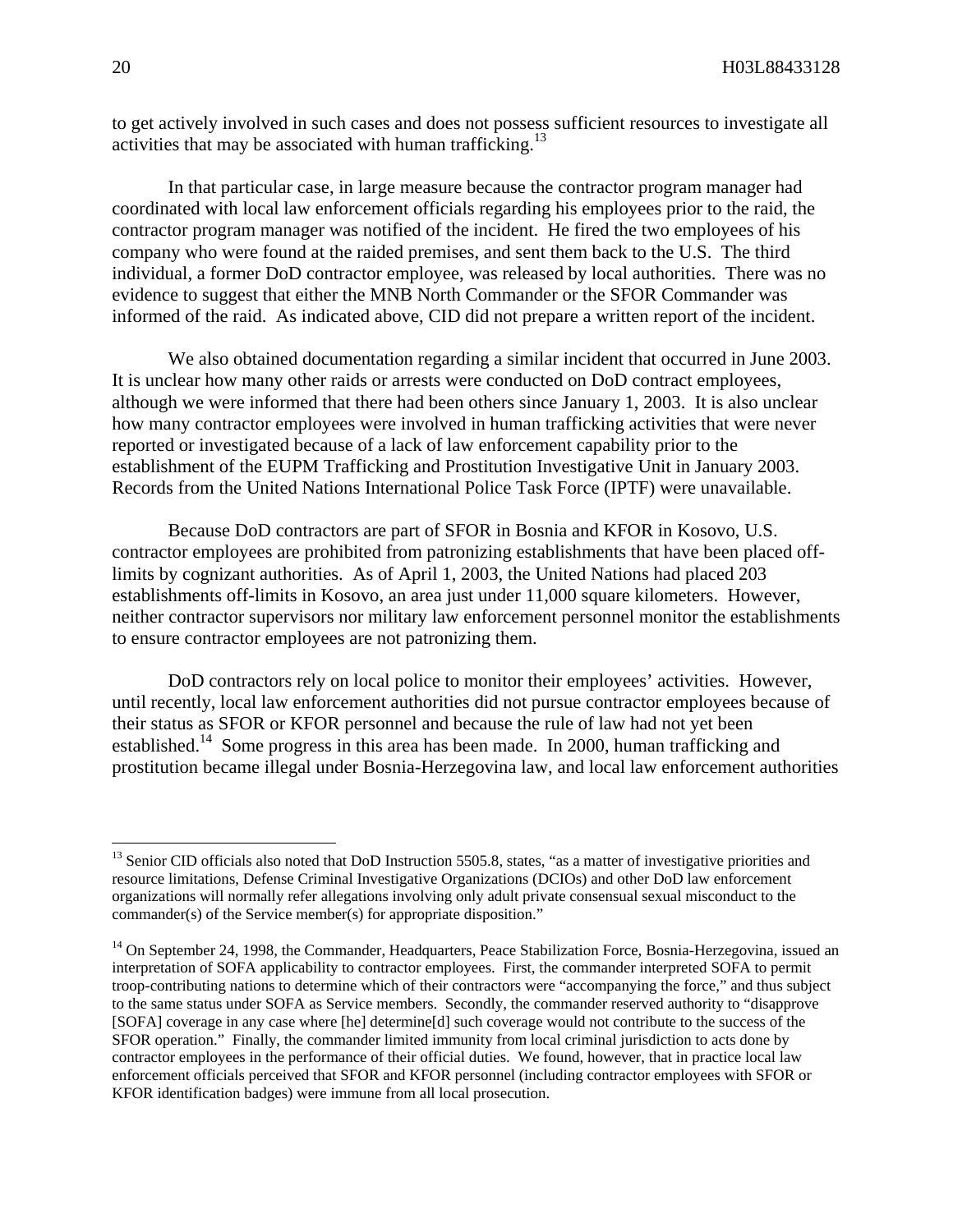to get actively involved in such cases and does not possess sufficient resources to investigate all activities that may be associated with human trafficking.[13]

In that particular case, in large measure because the contractor program manager had coordinated with local law enforcement officials regarding his employees prior to the raid, the contractor program manager was notified of the incident. He fired the two employees of his company who were found at the raided premises, and sent them back to the U.S. The third individual, a former DoD contractor employee, was released by local authorities. There was no evidence to suggest that either the MNB North Commander or the SFOR Commander was informed of the raid. As indicated above, CID did not prepare a written report of the incident.

We also obtained documentation regarding a similar incident that occurred in June 2003. It is unclear how many other raids or arrests were conducted on DoD contract employees, although we were informed that there had been others since January 1, 2003. It is also unclear how many contractor employees were involved in human trafficking activities that were never reported or investigated because of a lack of law enforcement capability prior to the establishment of the EUPM Trafficking and Prostitution Investigative Unit in January 2003. Records from the United Nations International Police Task Force (IPTF) were unavailable.

Because DoD contractors are part of SFOR in Bosnia and KFOR in Kosovo, U.S. contractor employees are prohibited from patronizing establishments that have been placed off-limits by cognizant authorities. As of April 1, 2003, the United Nations had placed 203 establishments off-limits in Kosovo, an area just under 11,000 square kilometers. However, neither contractor supervisors nor military law enforcement personnel monitor the establishments to ensure contractor employees are not patronizing them.

DoD contractors rely on local police to monitor their employees' activities. However, until recently, local law enforcement authorities did not pursue contractor employees because of their status as SFOR or KFOR personnel and because the rule of law had not yet been established.[14] Some progress in this area has been made. In 2000, human trafficking and prostitution became illegal under Bosnia-Herzegovina law, and local law enforcement authorities

---

[13] Senior CID officials also noted that DoD Instruction 5505.8, states, "as a matter of investigative priorities and resource limitations, Defense Criminal Investigative Organizations (DCIOs) and other DoD law enforcement organizations will normally refer allegations involving only adult private consensual sexual misconduct to the commander(s) of the Service member(s) for appropriate disposition."

[14] On September 24, 1998, the Commander, Headquarters, Peace Stabilization Force, Bosnia-Herzegovina, issued an interpretation of SOFA applicability to contractor employees. First, the commander interpreted SOFA to permit troop-contributing nations to determine which of their contractors were "accompanying the force," and thus subject to the same status under SOFA as Service members. Secondly, the commander reserved authority to "disapprove [SOFA] coverage in any case where [he] determine[d] such coverage would not contribute to the success of the SFOR operation." Finally, the commander limited immunity from local criminal jurisdiction to acts done by contractor employees in the performance of their official duties. We found, however, that in practice local law enforcement officials perceived that SFOR and KFOR personnel (including contractor employees with SFOR or KFOR identification badges) were immune from all local prosecution.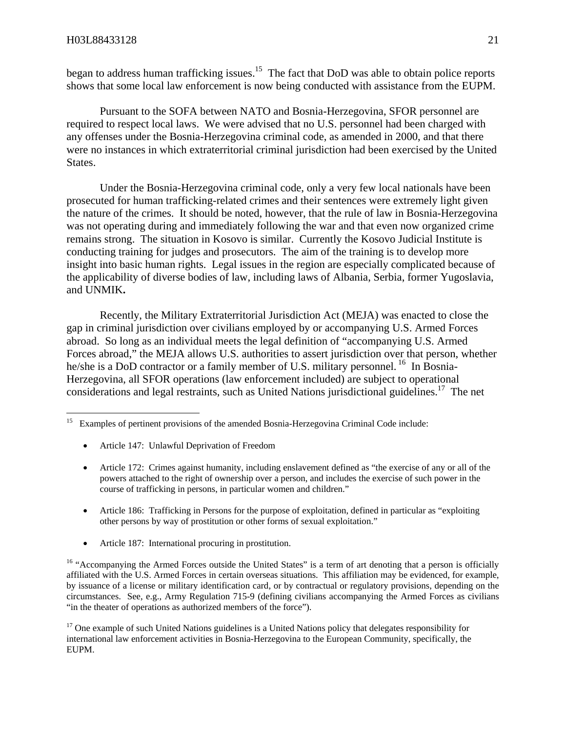began to address human trafficking issues.[15] The fact that DoD was able to obtain police reports shows that some local law enforcement is now being conducted with assistance from the EUPM.

Pursuant to the SOFA between NATO and Bosnia-Herzegovina, SFOR personnel are required to respect local laws. We were advised that no U.S. personnel had been charged with any offenses under the Bosnia-Herzegovina criminal code, as amended in 2000, and that there were no instances in which extraterritorial criminal jurisdiction had been exercised by the United States.

Under the Bosnia-Herzegovina criminal code, only a very few local nationals have been prosecuted for human trafficking-related crimes and their sentences were extremely light given the nature of the crimes. It should be noted, however, that the rule of law in Bosnia-Herzegovina was not operating during and immediately following the war and that even now organized crime remains strong. The situation in Kosovo is similar. Currently the Kosovo Judicial Institute is conducting training for judges and prosecutors. The aim of the training is to develop more insight into basic human rights. Legal issues in the region are especially complicated because of the applicability of diverse bodies of law, including laws of Albania, Serbia, former Yugoslavia, and UNMIK**.**

Recently, the Military Extraterritorial Jurisdiction Act (MEJA) was enacted to close the gap in criminal jurisdiction over civilians employed by or accompanying U.S. Armed Forces abroad. So long as an individual meets the legal definition of "accompanying U.S. Armed Forces abroad," the MEJA allows U.S. authorities to assert jurisdiction over that person, whether he/she is a DoD contractor or a family member of U.S. military personnel.[16] In Bosnia-Herzegovina, all SFOR operations (law enforcement included) are subject to operational considerations and legal restraints, such as United Nations jurisdictional guidelines.[17] The net

---

[15] Examples of pertinent provisions of the amended Bosnia-Herzegovina Criminal Code include:

- Article 147: Unlawful Deprivation of Freedom
- Article 172: Crimes against humanity, including enslavement defined as "the exercise of any or all of the powers attached to the right of ownership over a person, and includes the exercise of such power in the course of trafficking in persons, in particular women and children."
- Article 186: Trafficking in Persons for the purpose of exploitation, defined in particular as "exploiting other persons by way of prostitution or other forms of sexual exploitation."
- Article 187: International procuring in prostitution.

[16] "Accompanying the Armed Forces outside the United States" is a term of art denoting that a person is officially affiliated with the U.S. Armed Forces in certain overseas situations. This affiliation may be evidenced, for example, by issuance of a license or military identification card, or by contractual or regulatory provisions, depending on the circumstances. See, e.g., Army Regulation 715-9 (defining civilians accompanying the Armed Forces as civilians "in the theater of operations as authorized members of the force").

[17] One example of such United Nations guidelines is a United Nations policy that delegates responsibility for international law enforcement activities in Bosnia-Herzegovina to the European Community, specifically, the EUPM.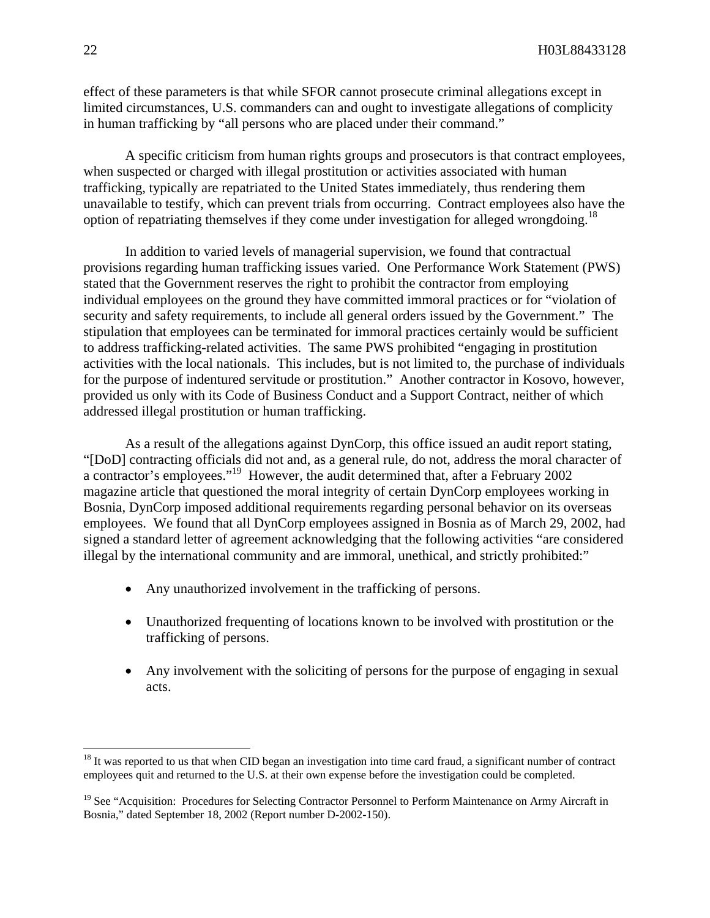effect of these parameters is that while SFOR cannot prosecute criminal allegations except in limited circumstances, U.S. commanders can and ought to investigate allegations of complicity in human trafficking by "all persons who are placed under their command."

A specific criticism from human rights groups and prosecutors is that contract employees, when suspected or charged with illegal prostitution or activities associated with human trafficking, typically are repatriated to the United States immediately, thus rendering them unavailable to testify, which can prevent trials from occurring. Contract employees also have the option of repatriating themselves if they come under investigation for alleged wrongdoing.[18]

In addition to varied levels of managerial supervision, we found that contractual provisions regarding human trafficking issues varied. One Performance Work Statement (PWS) stated that the Government reserves the right to prohibit the contractor from employing individual employees on the ground they have committed immoral practices or for "violation of security and safety requirements, to include all general orders issued by the Government." The stipulation that employees can be terminated for immoral practices certainly would be sufficient to address trafficking-related activities. The same PWS prohibited "engaging in prostitution activities with the local nationals. This includes, but is not limited to, the purchase of individuals for the purpose of indentured servitude or prostitution." Another contractor in Kosovo, however, provided us only with its Code of Business Conduct and a Support Contract, neither of which addressed illegal prostitution or human trafficking.

As a result of the allegations against DynCorp, this office issued an audit report stating, "[DoD] contracting officials did not and, as a general rule, do not, address the moral character of a contractor's employees."[19] However, the audit determined that, after a February 2002 magazine article that questioned the moral integrity of certain DynCorp employees working in Bosnia, DynCorp imposed additional requirements regarding personal behavior on its overseas employees. We found that all DynCorp employees assigned in Bosnia as of March 29, 2002, had signed a standard letter of agreement acknowledging that the following activities "are considered illegal by the international community and are immoral, unethical, and strictly prohibited:"

- Any unauthorized involvement in the trafficking of persons.
- Unauthorized frequenting of locations known to be involved with prostitution or the trafficking of persons.
- Any involvement with the soliciting of persons for the purpose of engaging in sexual acts.

[18] It was reported to us that when CID began an investigation into time card fraud, a significant number of contract employees quit and returned to the U.S. at their own expense before the investigation could be completed.

[19] See "Acquisition: Procedures for Selecting Contractor Personnel to Perform Maintenance on Army Aircraft in Bosnia," dated September 18, 2002 (Report number D-2002-150).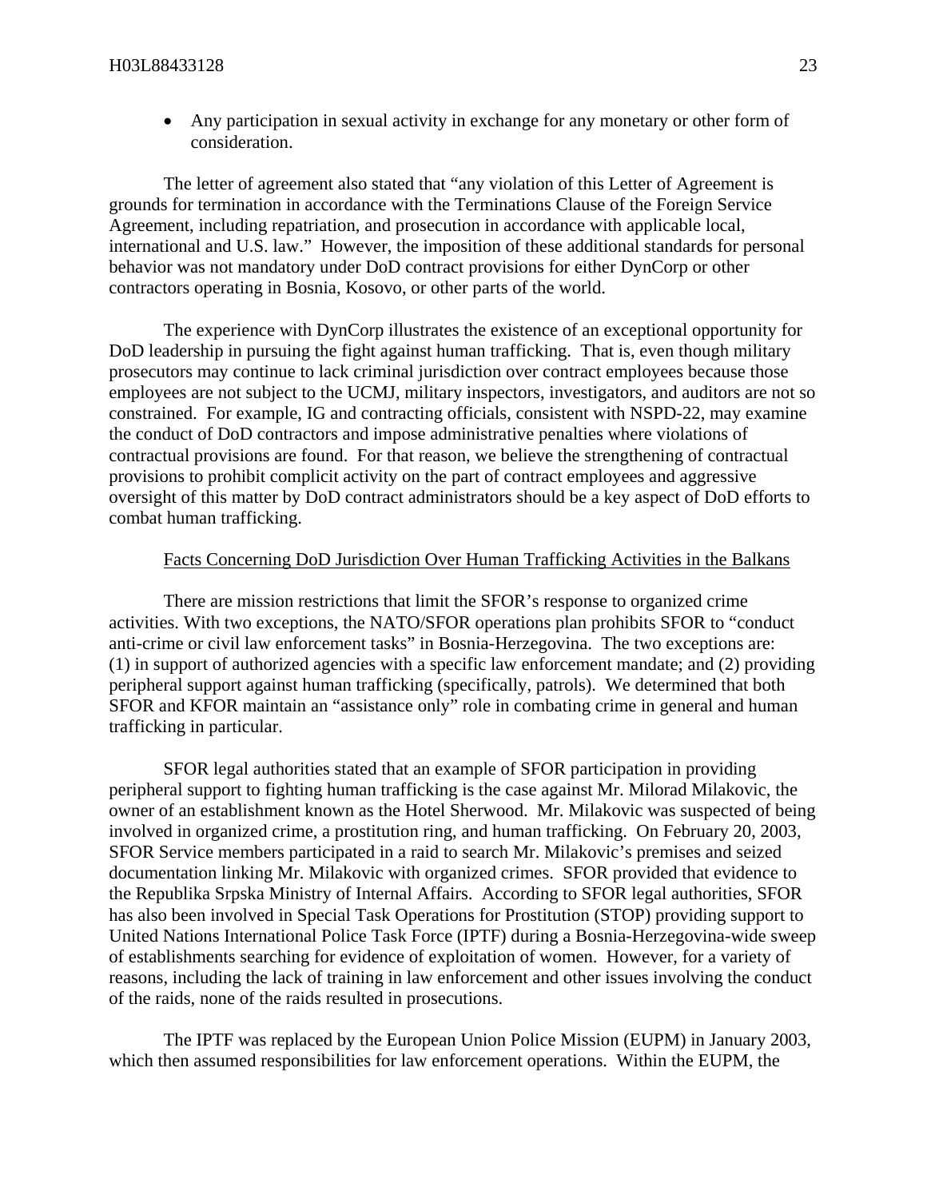- Any participation in sexual activity in exchange for any monetary or other form of consideration.

The letter of agreement also stated that "any violation of this Letter of Agreement is grounds for termination in accordance with the Terminations Clause of the Foreign Service Agreement, including repatriation, and prosecution in accordance with applicable local, international and U.S. law." However, the imposition of these additional standards for personal behavior was not mandatory under DoD contract provisions for either DynCorp or other contractors operating in Bosnia, Kosovo, or other parts of the world.

The experience with DynCorp illustrates the existence of an exceptional opportunity for DoD leadership in pursuing the fight against human trafficking. That is, even though military prosecutors may continue to lack criminal jurisdiction over contract employees because those employees are not subject to the UCMJ, military inspectors, investigators, and auditors are not so constrained. For example, IG and contracting officials, consistent with NSPD-22, may examine the conduct of DoD contractors and impose administrative penalties where violations of contractual provisions are found. For that reason, we believe the strengthening of contractual provisions to prohibit complicit activity on the part of contract employees and aggressive oversight of this matter by DoD contract administrators should be a key aspect of DoD efforts to combat human trafficking.

Facts Concerning DoD Jurisdiction Over Human Trafficking Activities in the Balkans

There are mission restrictions that limit the SFOR's response to organized crime activities. With two exceptions, the NATO/SFOR operations plan prohibits SFOR to "conduct anti-crime or civil law enforcement tasks" in Bosnia-Herzegovina. The two exceptions are: (1) in support of authorized agencies with a specific law enforcement mandate; and (2) providing peripheral support against human trafficking (specifically, patrols). We determined that both SFOR and KFOR maintain an "assistance only" role in combating crime in general and human trafficking in particular.

SFOR legal authorities stated that an example of SFOR participation in providing peripheral support to fighting human trafficking is the case against Mr. Milorad Milakovic, the owner of an establishment known as the Hotel Sherwood. Mr. Milakovic was suspected of being involved in organized crime, a prostitution ring, and human trafficking. On February 20, 2003, SFOR Service members participated in a raid to search Mr. Milakovic's premises and seized documentation linking Mr. Milakovic with organized crimes. SFOR provided that evidence to the Republika Srpska Ministry of Internal Affairs. According to SFOR legal authorities, SFOR has also been involved in Special Task Operations for Prostitution (STOP) providing support to United Nations International Police Task Force (IPTF) during a Bosnia-Herzegovina-wide sweep of establishments searching for evidence of exploitation of women. However, for a variety of reasons, including the lack of training in law enforcement and other issues involving the conduct of the raids, none of the raids resulted in prosecutions.

The IPTF was replaced by the European Union Police Mission (EUPM) in January 2003, which then assumed responsibilities for law enforcement operations. Within the EUPM, the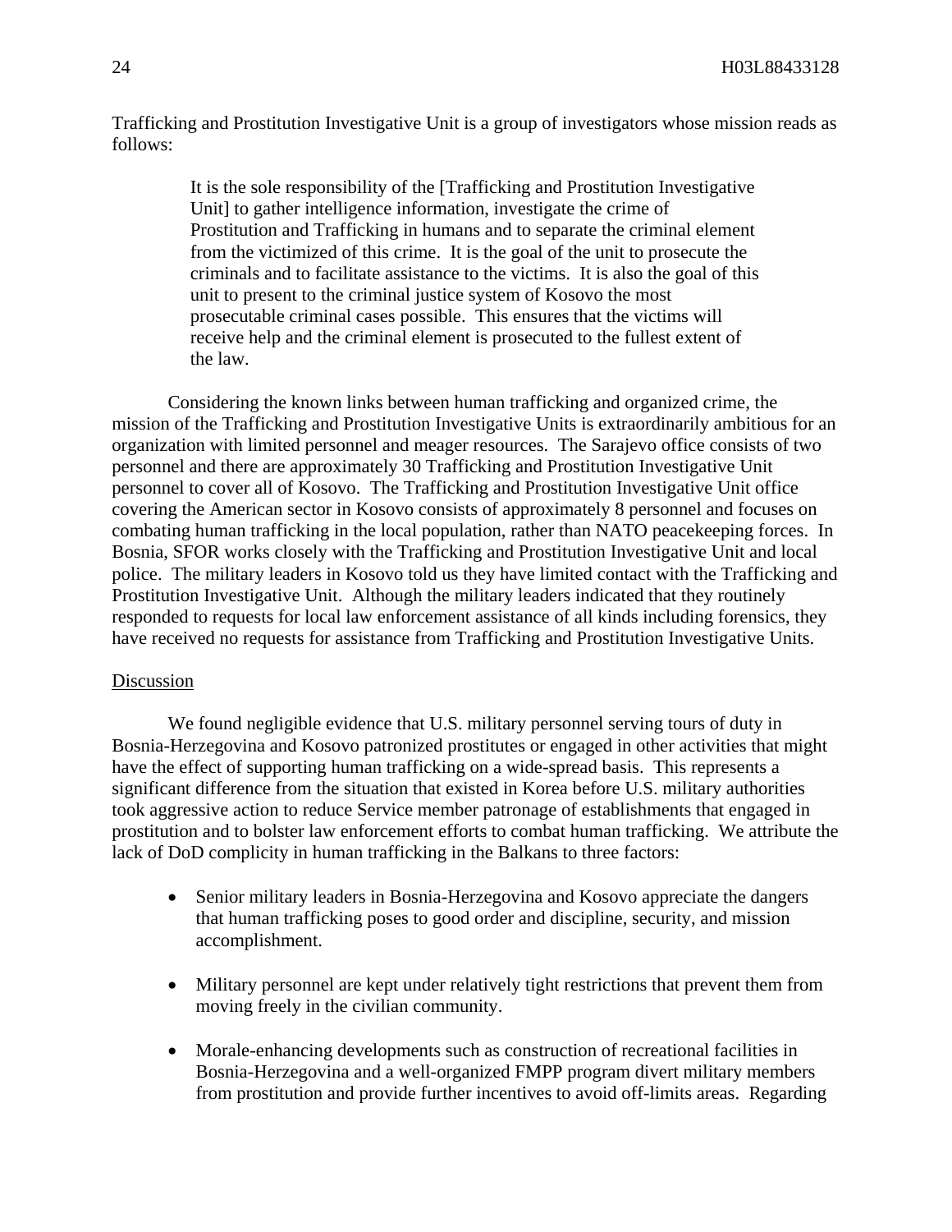Trafficking and Prostitution Investigative Unit is a group of investigators whose mission reads as follows:

> It is the sole responsibility of the [Trafficking and Prostitution Investigative Unit] to gather intelligence information, investigate the crime of Prostitution and Trafficking in humans and to separate the criminal element from the victimized of this crime. It is the goal of the unit to prosecute the criminals and to facilitate assistance to the victims. It is also the goal of this unit to present to the criminal justice system of Kosovo the most prosecutable criminal cases possible. This ensures that the victims will receive help and the criminal element is prosecuted to the fullest extent of the law.

Considering the known links between human trafficking and organized crime, the mission of the Trafficking and Prostitution Investigative Units is extraordinarily ambitious for an organization with limited personnel and meager resources. The Sarajevo office consists of two personnel and there are approximately 30 Trafficking and Prostitution Investigative Unit personnel to cover all of Kosovo. The Trafficking and Prostitution Investigative Unit office covering the American sector in Kosovo consists of approximately 8 personnel and focuses on combating human trafficking in the local population, rather than NATO peacekeeping forces. In Bosnia, SFOR works closely with the Trafficking and Prostitution Investigative Unit and local police. The military leaders in Kosovo told us they have limited contact with the Trafficking and Prostitution Investigative Unit. Although the military leaders indicated that they routinely responded to requests for local law enforcement assistance of all kinds including forensics, they have received no requests for assistance from Trafficking and Prostitution Investigative Units.

<u>Discussion</u>

We found negligible evidence that U.S. military personnel serving tours of duty in Bosnia-Herzegovina and Kosovo patronized prostitutes or engaged in other activities that might have the effect of supporting human trafficking on a wide-spread basis. This represents a significant difference from the situation that existed in Korea before U.S. military authorities took aggressive action to reduce Service member patronage of establishments that engaged in prostitution and to bolster law enforcement efforts to combat human trafficking. We attribute the lack of DoD complicity in human trafficking in the Balkans to three factors:

- Senior military leaders in Bosnia-Herzegovina and Kosovo appreciate the dangers that human trafficking poses to good order and discipline, security, and mission accomplishment.

- Military personnel are kept under relatively tight restrictions that prevent them from moving freely in the civilian community.

- Morale-enhancing developments such as construction of recreational facilities in Bosnia-Herzegovina and a well-organized FMPP program divert military members from prostitution and provide further incentives to avoid off-limits areas. Regarding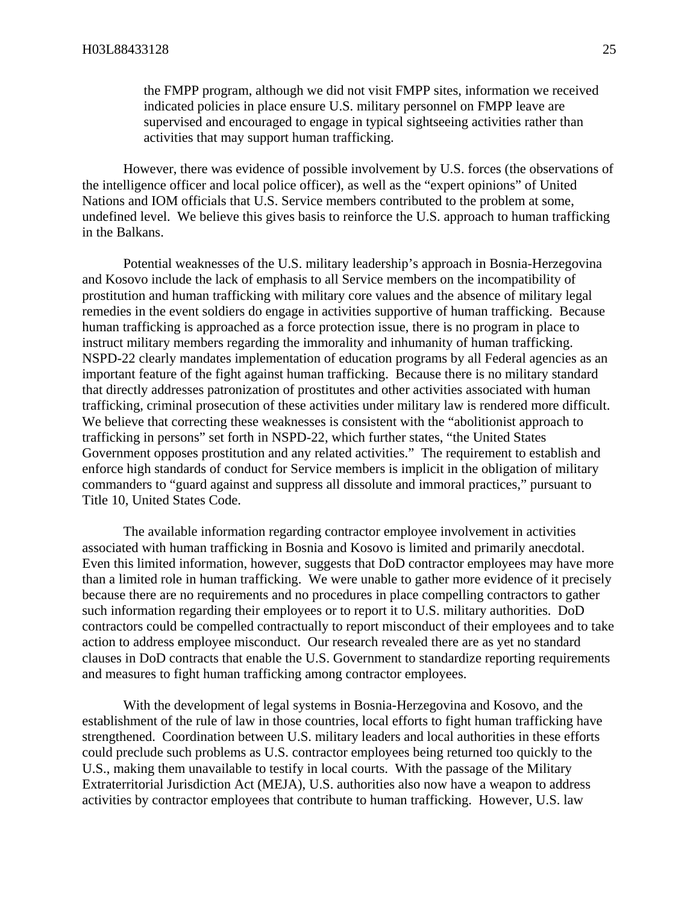the FMPP program, although we did not visit FMPP sites, information we received indicated policies in place ensure U.S. military personnel on FMPP leave are supervised and encouraged to engage in typical sightseeing activities rather than activities that may support human trafficking.

However, there was evidence of possible involvement by U.S. forces (the observations of the intelligence officer and local police officer), as well as the "expert opinions" of United Nations and IOM officials that U.S. Service members contributed to the problem at some, undefined level. We believe this gives basis to reinforce the U.S. approach to human trafficking in the Balkans.

Potential weaknesses of the U.S. military leadership's approach in Bosnia-Herzegovina and Kosovo include the lack of emphasis to all Service members on the incompatibility of prostitution and human trafficking with military core values and the absence of military legal remedies in the event soldiers do engage in activities supportive of human trafficking. Because human trafficking is approached as a force protection issue, there is no program in place to instruct military members regarding the immorality and inhumanity of human trafficking. NSPD-22 clearly mandates implementation of education programs by all Federal agencies as an important feature of the fight against human trafficking. Because there is no military standard that directly addresses patronization of prostitutes and other activities associated with human trafficking, criminal prosecution of these activities under military law is rendered more difficult. We believe that correcting these weaknesses is consistent with the "abolitionist approach to trafficking in persons" set forth in NSPD-22, which further states, "the United States Government opposes prostitution and any related activities." The requirement to establish and enforce high standards of conduct for Service members is implicit in the obligation of military commanders to "guard against and suppress all dissolute and immoral practices," pursuant to Title 10, United States Code.

The available information regarding contractor employee involvement in activities associated with human trafficking in Bosnia and Kosovo is limited and primarily anecdotal. Even this limited information, however, suggests that DoD contractor employees may have more than a limited role in human trafficking. We were unable to gather more evidence of it precisely because there are no requirements and no procedures in place compelling contractors to gather such information regarding their employees or to report it to U.S. military authorities. DoD contractors could be compelled contractually to report misconduct of their employees and to take action to address employee misconduct. Our research revealed there are as yet no standard clauses in DoD contracts that enable the U.S. Government to standardize reporting requirements and measures to fight human trafficking among contractor employees.

With the development of legal systems in Bosnia-Herzegovina and Kosovo, and the establishment of the rule of law in those countries, local efforts to fight human trafficking have strengthened. Coordination between U.S. military leaders and local authorities in these efforts could preclude such problems as U.S. contractor employees being returned too quickly to the U.S., making them unavailable to testify in local courts. With the passage of the Military Extraterritorial Jurisdiction Act (MEJA), U.S. authorities also now have a weapon to address activities by contractor employees that contribute to human trafficking. However, U.S. law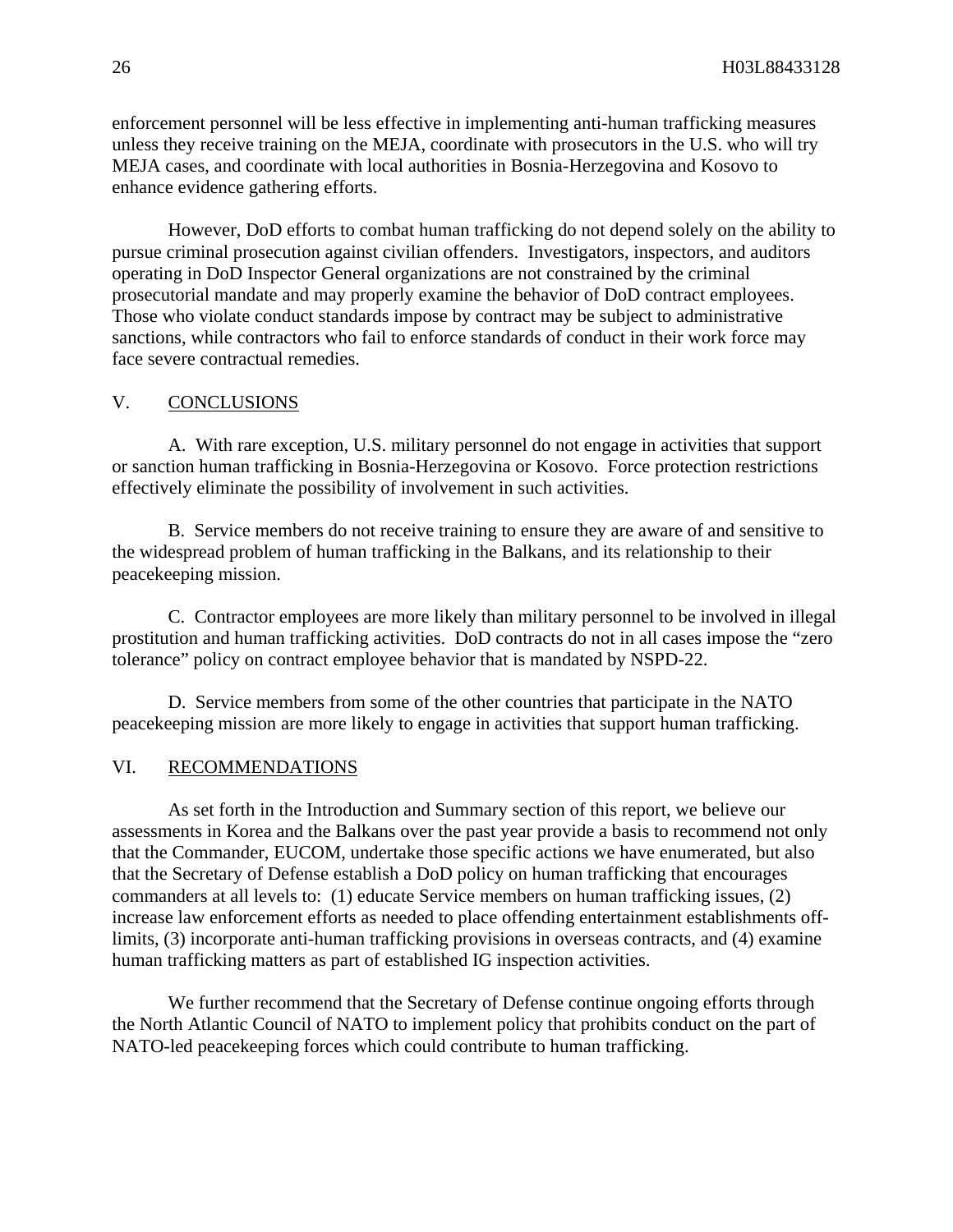enforcement personnel will be less effective in implementing anti-human trafficking measures unless they receive training on the MEJA, coordinate with prosecutors in the U.S. who will try MEJA cases, and coordinate with local authorities in Bosnia-Herzegovina and Kosovo to enhance evidence gathering efforts.

However, DoD efforts to combat human trafficking do not depend solely on the ability to pursue criminal prosecution against civilian offenders. Investigators, inspectors, and auditors operating in DoD Inspector General organizations are not constrained by the criminal prosecutorial mandate and may properly examine the behavior of DoD contract employees. Those who violate conduct standards impose by contract may be subject to administrative sanctions, while contractors who fail to enforce standards of conduct in their work force may face severe contractual remedies.

## V. CONCLUSIONS

A. With rare exception, U.S. military personnel do not engage in activities that support or sanction human trafficking in Bosnia-Herzegovina or Kosovo. Force protection restrictions effectively eliminate the possibility of involvement in such activities.

B. Service members do not receive training to ensure they are aware of and sensitive to the widespread problem of human trafficking in the Balkans, and its relationship to their peacekeeping mission.

C. Contractor employees are more likely than military personnel to be involved in illegal prostitution and human trafficking activities. DoD contracts do not in all cases impose the "zero tolerance" policy on contract employee behavior that is mandated by NSPD-22.

D. Service members from some of the other countries that participate in the NATO peacekeeping mission are more likely to engage in activities that support human trafficking.

## VI. RECOMMENDATIONS

As set forth in the Introduction and Summary section of this report, we believe our assessments in Korea and the Balkans over the past year provide a basis to recommend not only that the Commander, EUCOM, undertake those specific actions we have enumerated, but also that the Secretary of Defense establish a DoD policy on human trafficking that encourages commanders at all levels to: (1) educate Service members on human trafficking issues, (2) increase law enforcement efforts as needed to place offending entertainment establishments off-limits, (3) incorporate anti-human trafficking provisions in overseas contracts, and (4) examine human trafficking matters as part of established IG inspection activities.

We further recommend that the Secretary of Defense continue ongoing efforts through the North Atlantic Council of NATO to implement policy that prohibits conduct on the part of NATO-led peacekeeping forces which could contribute to human trafficking.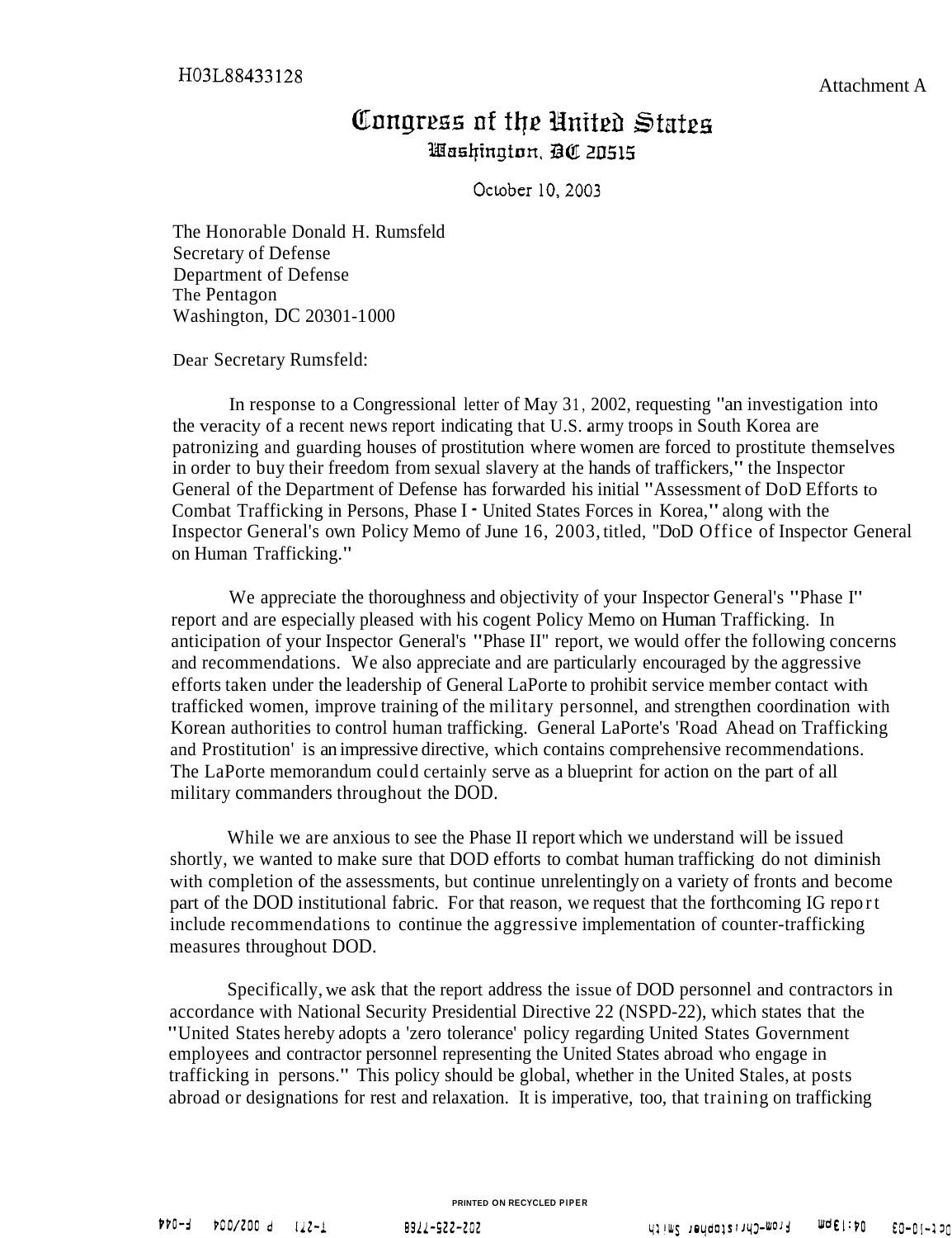H03L88433128

Attachment A

# Congress of the United States
## Washington, DC 20515

October 10, 2003

The Honorable Donald H. Rumsfeld
Secretary of Defense
Department of Defense
The Pentagon
Washington, DC 20301-1000

Dear Secretary Rumsfeld:

In response to a Congressional letter of May 31, 2002, requesting "an investigation into the veracity of a recent news report indicating that U.S. army troops in South Korea are patronizing and guarding houses of prostitution where women are forced to prostitute themselves in order to buy their freedom from sexual slavery at the hands of traffickers," the Inspector General of the Department of Defense has forwarded his initial "Assessment of DoD Efforts to Combat Trafficking in Persons, Phase I - United States Forces in Korea," along with the Inspector General's own Policy Memo of June 16, 2003, titled, "DoD Office of Inspector General on Human Trafficking."

We appreciate the thoroughness and objectivity of your Inspector General's "Phase I" report and are especially pleased with his cogent Policy Memo on Human Trafficking. In anticipation of your Inspector General's "Phase II" report, we would offer the following concerns and recommendations. We also appreciate and are particularly encouraged by the aggressive efforts taken under the leadership of General LaPorte to prohibit service member contact with trafficked women, improve training of the military personnel, and strengthen coordination with Korean authorities to control human trafficking. General LaPorte's 'Road Ahead on Trafficking and Prostitution' is an impressive directive, which contains comprehensive recommendations. The LaPorte memorandum could certainly serve as a blueprint for action on the part of all military commanders throughout the DOD.

While we are anxious to see the Phase II report which we understand will be issued shortly, we wanted to make sure that DOD efforts to combat human trafficking do not diminish with completion of the assessments, but continue unrelentingly on a variety of fronts and become part of the DOD institutional fabric. For that reason, we request that the forthcoming IG report include recommendations to continue the aggressive implementation of counter-trafficking measures throughout DOD.

Specifically, we ask that the report address the issue of DOD personnel and contractors in accordance with National Security Presidential Directive 22 (NSPD-22), which states that the "United States hereby adopts a 'zero tolerance' policy regarding United States Government employees and contractor personnel representing the United States abroad who engage in trafficking in persons." This policy should be global, whether in the United Stales, at posts abroad or designations for rest and relaxation. It is imperative, too, that training on trafficking

PRINTED ON RECYCLED PIPER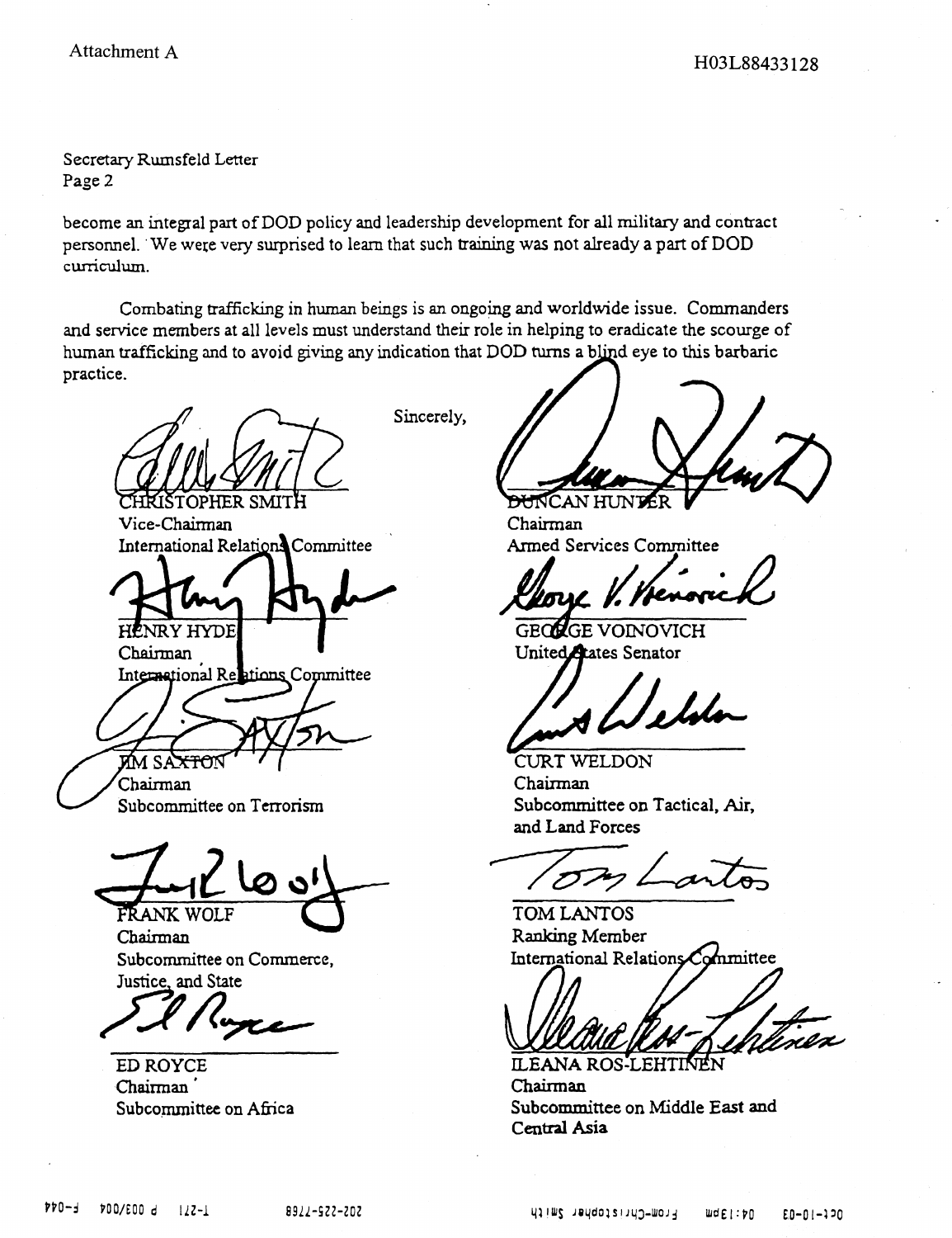Attachment A

H03L88433128

Secretary Rumsfeld Letter
Page 2

become an integral part of DOD policy and leadership development for all military and contract personnel. We were very surprised to learn that such training was not already a part of DOD curriculum.

Combating trafficking in human beings is an ongoing and worldwide issue. Commanders and service members at all levels must understand their role in helping to eradicate the scourge of human trafficking and to avoid giving any indication that DOD turns a blind eye to this barbaric practice.

Sincerely,

CHRISTOPHER SMITH
Vice-Chairman
International Relations Committee

DUNCAN HUNTER
Chairman
Armed Services Committee

HENRY HYDE
Chairman
International Relations Committee

GEORGE VOINOVICH
United States Senator

JIM SAXTON
Chairman
Subcommittee on Terrorism

CURT WELDON
Chairman
Subcommittee on Tactical, Air, and Land Forces

FRANK WOLF
Chairman
Subcommittee on Commerce, Justice, and State

TOM LANTOS
Ranking Member
International Relations Committee

ED ROYCE
Chairman
Subcommittee on Africa

ILEANA ROS-LEHTINEN
Chairman
Subcommittee on Middle East and Central Asia

Oct-10-03 04:13pm From-Christopher Smith 202-225-7768 T-271 P 003/004 F-044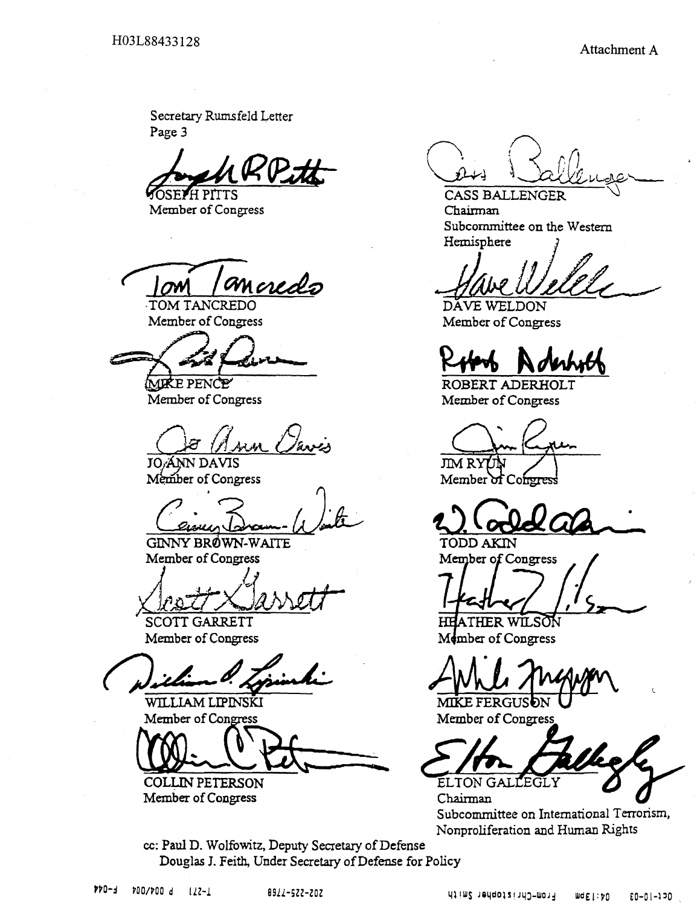H03L88433128

Attachment A

Secretary Rumsfeld Letter
Page 3

JOSEPH PITTS
Member of Congress

TOM TANCREDO
Member of Congress

MIKE PENCE
Member of Congress

JO ANN DAVIS
Member of Congress

GINNY BROWN-WAITE
Member of Congress

SCOTT GARRETT
Member of Congress

WILLIAM LIPINSKI
Member of Congress

COLLIN PETERSON
Member of Congress

CASS BALLENGER
Chairman
Subcommittee on the Western Hemisphere

DAVE WELDON
Member of Congress

ROBERT ADERHOLT
Member of Congress

JIM RYUN
Member of Congress

TODD AKIN
Member of Congress

HEATHER WILSON
Member of Congress

MIKE FERGUSON
Member of Congress

ELTON GALLEGLY
Chairman
Subcommittee on International Terrorism, Nonproliferation and Human Rights

cc: Paul D. Wolfowitz, Deputy Secretary of Defense
Douglas J. Feith, Under Secretary of Defense for Policy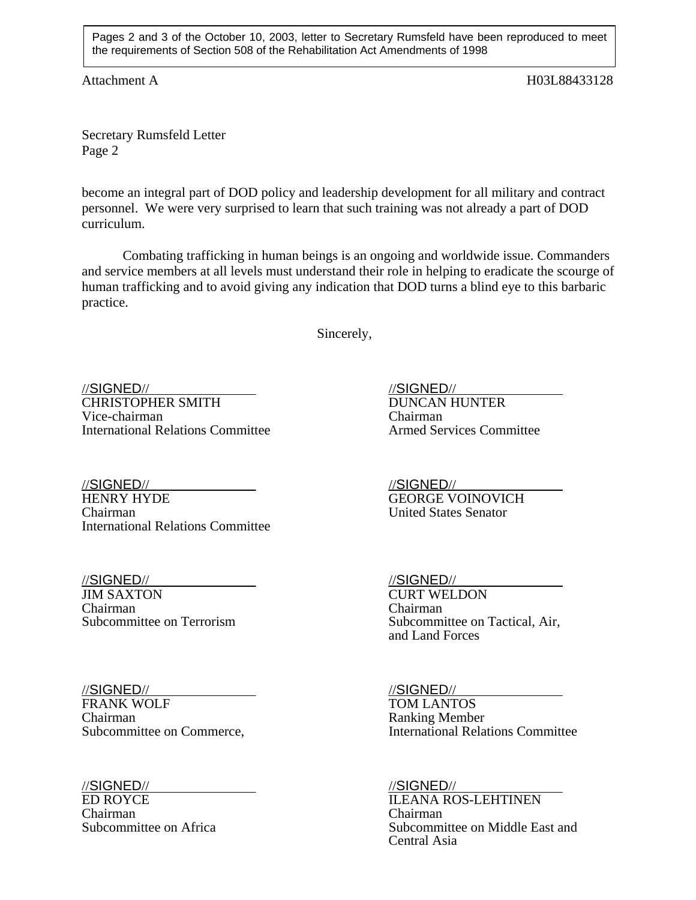Pages 2 and 3 of the October 10, 2003, letter to Secretary Rumsfeld have been reproduced to meet the requirements of Section 508 of the Rehabilitation Act Amendments of 1998

Attachment A H03L88433128

Secretary Rumsfeld Letter
Page 2

become an integral part of DOD policy and leadership development for all military and contract personnel. We were very surprised to learn that such training was not already a part of DOD curriculum.

Combating trafficking in human beings is an ongoing and worldwide issue. Commanders and service members at all levels must understand their role in helping to eradicate the scourge of human trafficking and to avoid giving any indication that DOD turns a blind eye to this barbaric practice.

Sincerely,

//SIGNED//
CHRISTOPHER SMITH
Vice-chairman
International Relations Committee

//SIGNED//
DUNCAN HUNTER
Chairman
Armed Services Committee

//SIGNED//
HENRY HYDE
Chairman
International Relations Committee

//SIGNED//
GEORGE VOINOVICH
United States Senator

//SIGNED//
JIM SAXTON
Chairman
Subcommittee on Terrorism

//SIGNED//
CURT WELDON
Chairman
Subcommittee on Tactical, Air, and Land Forces

//SIGNED//
FRANK WOLF
Chairman
Subcommittee on Commerce,

//SIGNED//
TOM LANTOS
Ranking Member
International Relations Committee

//SIGNED//
ED ROYCE
Chairman
Subcommittee on Africa

//SIGNED//
ILEANA ROS-LEHTINEN
Chairman
Subcommittee on Middle East and Central Asia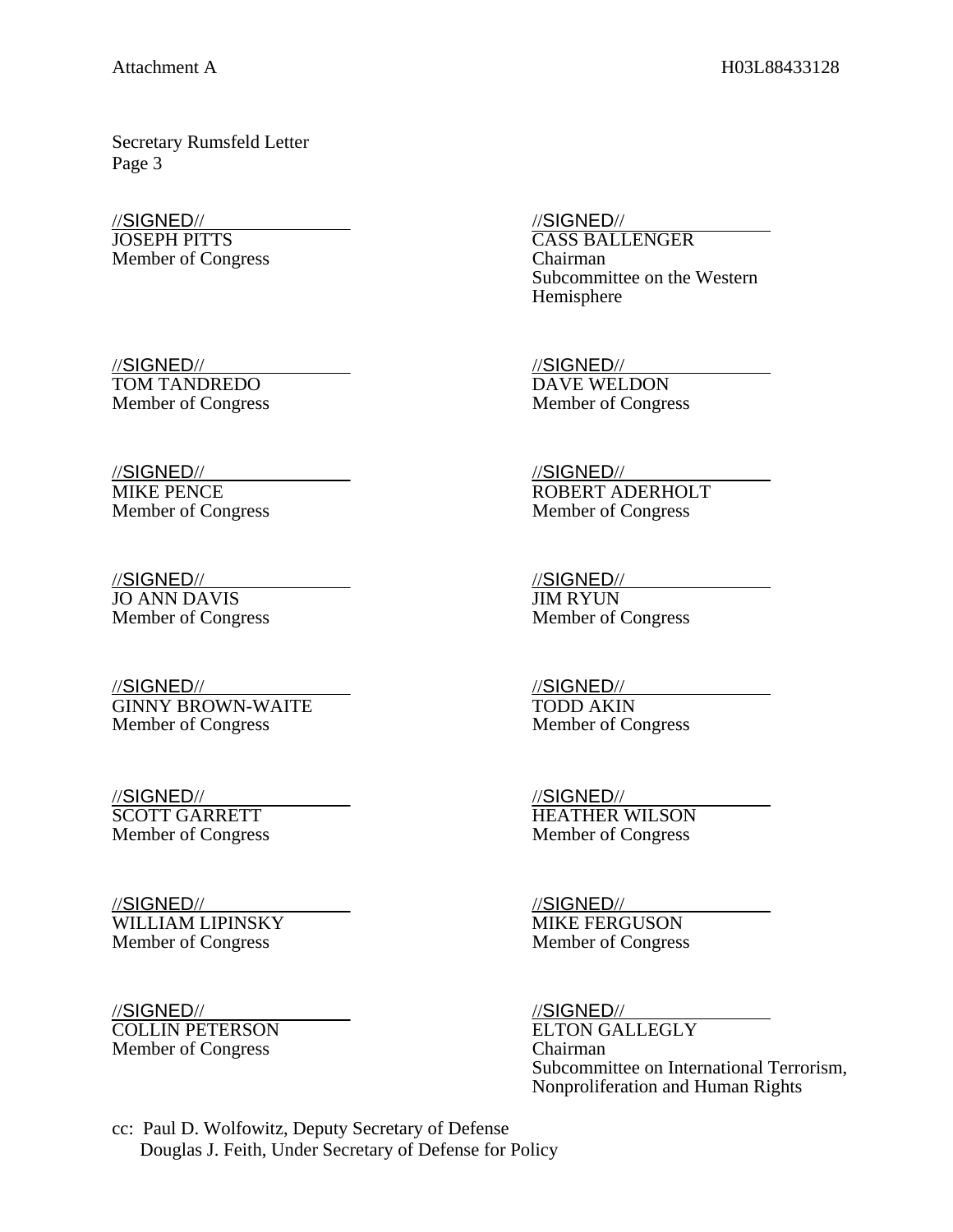Secretary Rumsfeld Letter
Page 3

//SIGNED//
JOSEPH PITTS
Member of Congress

//SIGNED//
CASS BALLENGER
Chairman
Subcommittee on the Western Hemisphere

//SIGNED//
TOM TANDREDO
Member of Congress

//SIGNED//
DAVE WELDON
Member of Congress

//SIGNED//
MIKE PENCE
Member of Congress

//SIGNED//
ROBERT ADERHOLT
Member of Congress

//SIGNED//
JO ANN DAVIS
Member of Congress

//SIGNED//
JIM RYUN
Member of Congress

//SIGNED//
GINNY BROWN-WAITE
Member of Congress

//SIGNED//
TODD AKIN
Member of Congress

//SIGNED//
SCOTT GARRETT
Member of Congress

//SIGNED//
HEATHER WILSON
Member of Congress

//SIGNED//
WILLIAM LIPINSKY
Member of Congress

//SIGNED//
MIKE FERGUSON
Member of Congress

//SIGNED//
COLLIN PETERSON
Member of Congress

//SIGNED//
ELTON GALLEGLY
Chairman
Subcommittee on International Terrorism, Nonproliferation and Human Rights

cc: Paul D. Wolfowitz, Deputy Secretary of Defense
Douglas J. Feith, Under Secretary of Defense for Policy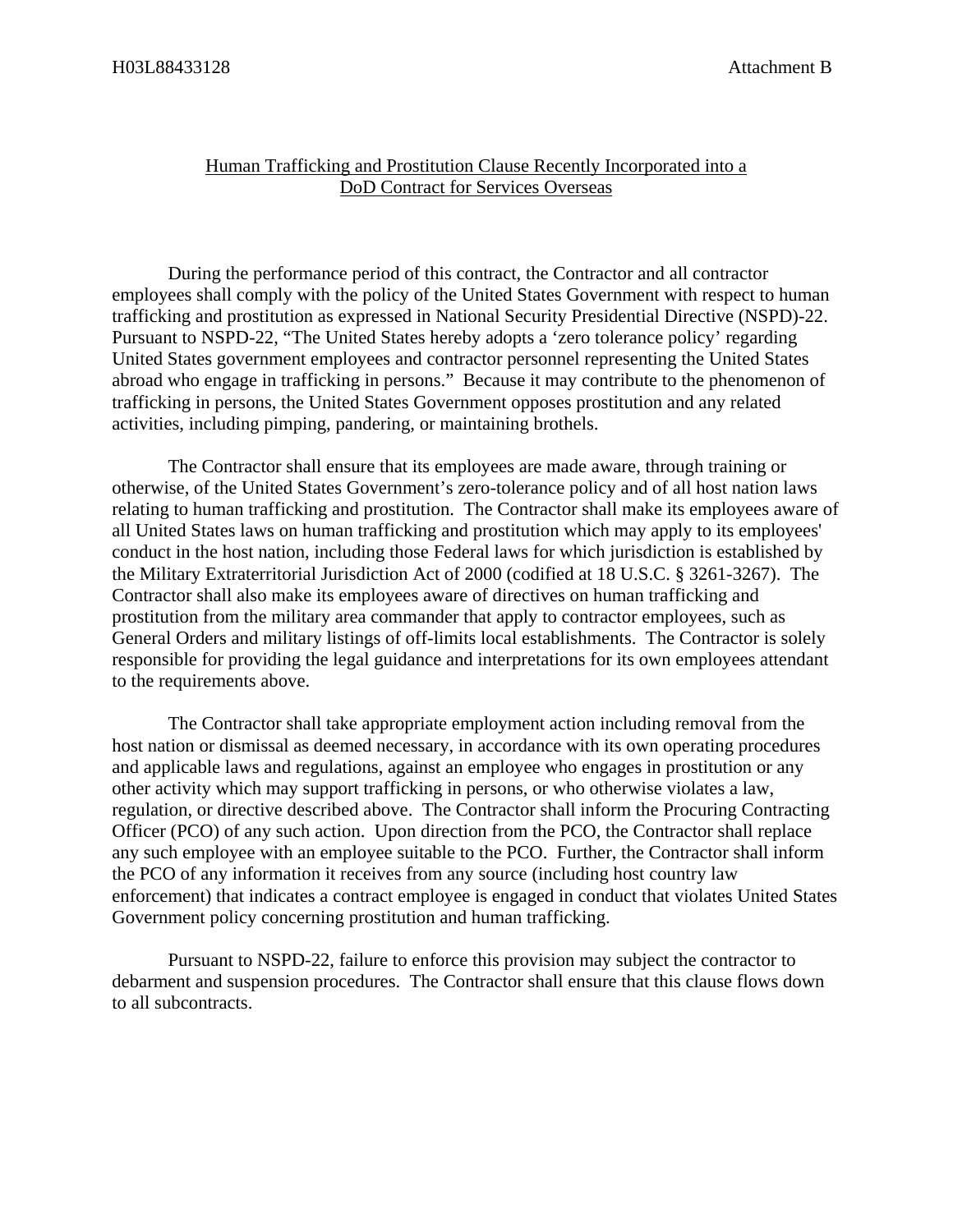## Human Trafficking and Prostitution Clause Recently Incorporated into a DoD Contract for Services Overseas

During the performance period of this contract, the Contractor and all contractor employees shall comply with the policy of the United States Government with respect to human trafficking and prostitution as expressed in National Security Presidential Directive (NSPD)-22. Pursuant to NSPD-22, "The United States hereby adopts a 'zero tolerance policy' regarding United States government employees and contractor personnel representing the United States abroad who engage in trafficking in persons." Because it may contribute to the phenomenon of trafficking in persons, the United States Government opposes prostitution and any related activities, including pimping, pandering, or maintaining brothels.

The Contractor shall ensure that its employees are made aware, through training or otherwise, of the United States Government's zero-tolerance policy and of all host nation laws relating to human trafficking and prostitution. The Contractor shall make its employees aware of all United States laws on human trafficking and prostitution which may apply to its employees' conduct in the host nation, including those Federal laws for which jurisdiction is established by the Military Extraterritorial Jurisdiction Act of 2000 (codified at 18 U.S.C. § 3261-3267). The Contractor shall also make its employees aware of directives on human trafficking and prostitution from the military area commander that apply to contractor employees, such as General Orders and military listings of off-limits local establishments. The Contractor is solely responsible for providing the legal guidance and interpretations for its own employees attendant to the requirements above.

The Contractor shall take appropriate employment action including removal from the host nation or dismissal as deemed necessary, in accordance with its own operating procedures and applicable laws and regulations, against an employee who engages in prostitution or any other activity which may support trafficking in persons, or who otherwise violates a law, regulation, or directive described above. The Contractor shall inform the Procuring Contracting Officer (PCO) of any such action. Upon direction from the PCO, the Contractor shall replace any such employee with an employee suitable to the PCO. Further, the Contractor shall inform the PCO of any information it receives from any source (including host country law enforcement) that indicates a contract employee is engaged in conduct that violates United States Government policy concerning prostitution and human trafficking.

Pursuant to NSPD-22, failure to enforce this provision may subject the contractor to debarment and suspension procedures. The Contractor shall ensure that this clause flows down to all subcontracts.